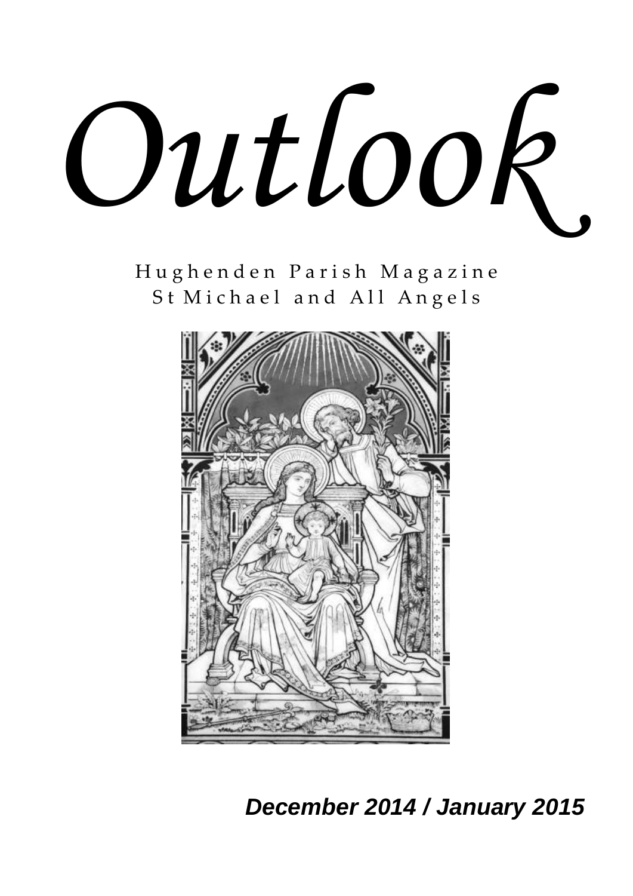# Outlook

Hughenden Parish Magazine
St Michael and All Angels

***December 2014 / January 2015***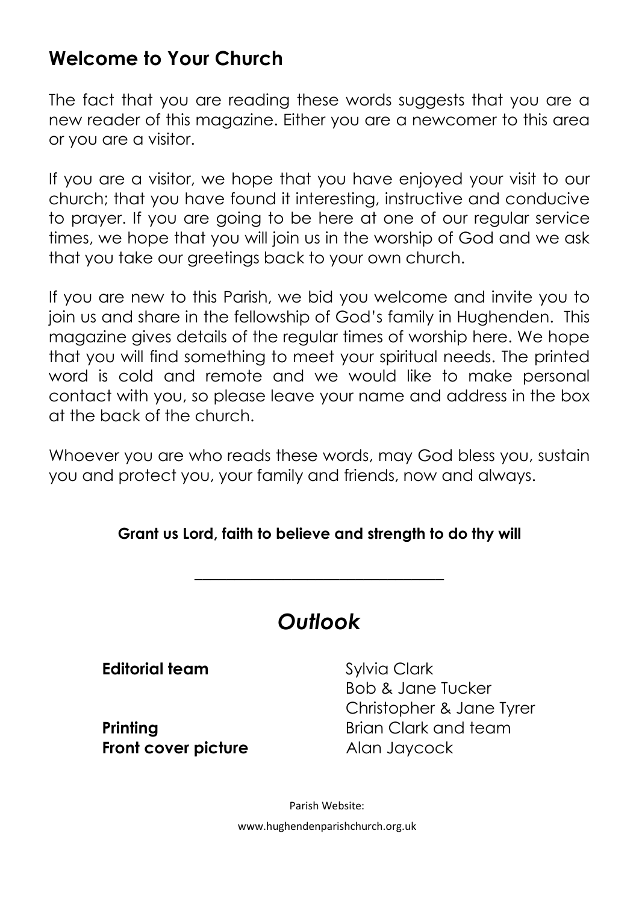## Welcome to Your Church

The fact that you are reading these words suggests that you are a new reader of this magazine. Either you are a newcomer to this area or you are a visitor.

If you are a visitor, we hope that you have enjoyed your visit to our church; that you have found it interesting, instructive and conducive to prayer. If you are going to be here at one of our regular service times, we hope that you will join us in the worship of God and we ask that you take our greetings back to your own church.

If you are new to this Parish, we bid you welcome and invite you to join us and share in the fellowship of God's family in Hughenden. This magazine gives details of the regular times of worship here. We hope that you will find something to meet your spiritual needs. The printed word is cold and remote and we would like to make personal contact with you, so please leave your name and address in the box at the back of the church.

Whoever you are who reads these words, may God bless you, sustain you and protect you, your family and friends, now and always.

**Grant us Lord, faith to believe and strength to do thy will**

---

# *Outlook*

**Editorial team** Sylvia Clark
Bob & Jane Tucker
Christopher & Jane Tyrer

**Printing** Brian Clark and team

**Front cover picture** Alan Jaycock

Parish Website:

www.hughendenparishchurch.org.uk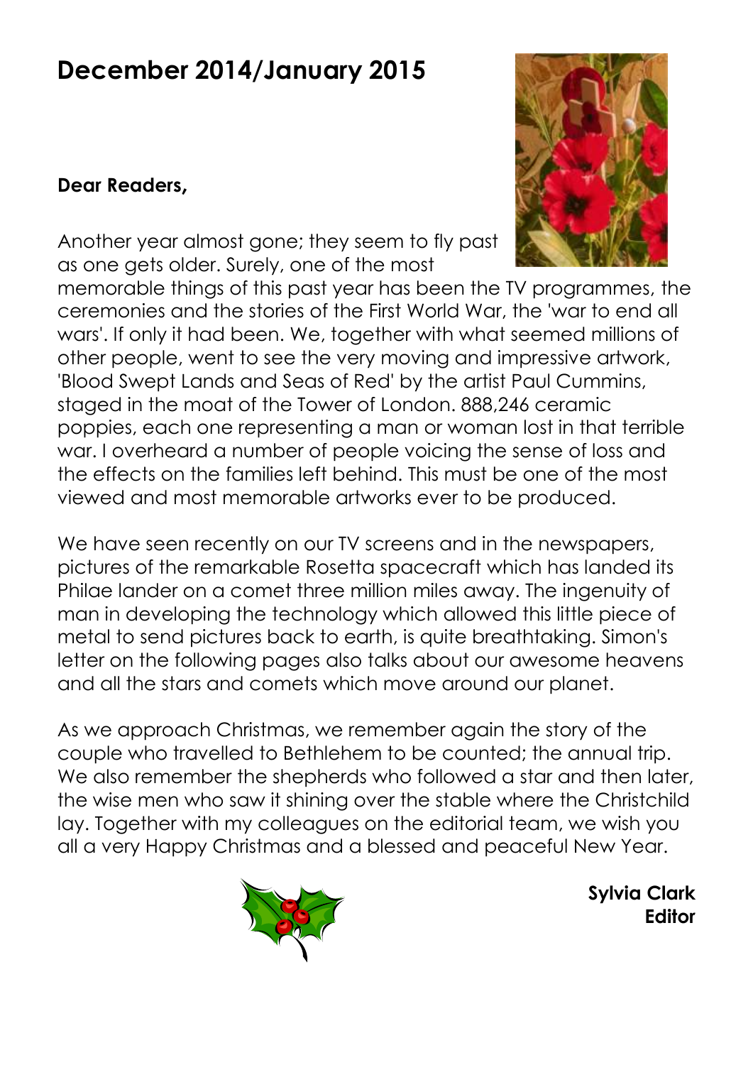# December 2014/January 2015

**Dear Readers,**

Another year almost gone; they seem to fly past as one gets older. Surely, one of the most memorable things of this past year has been the TV programmes, the ceremonies and the stories of the First World War, the 'war to end all wars'. If only it had been. We, together with what seemed millions of other people, went to see the very moving and impressive artwork, 'Blood Swept Lands and Seas of Red' by the artist Paul Cummins, staged in the moat of the Tower of London. 888,246 ceramic poppies, each one representing a man or woman lost in that terrible war. I overheard a number of people voicing the sense of loss and the effects on the families left behind. This must be one of the most viewed and most memorable artworks ever to be produced.

We have seen recently on our TV screens and in the newspapers, pictures of the remarkable Rosetta spacecraft which has landed its Philae lander on a comet three million miles away. The ingenuity of man in developing the technology which allowed this little piece of metal to send pictures back to earth, is quite breathtaking. Simon's letter on the following pages also talks about our awesome heavens and all the stars and comets which move around our planet.

As we approach Christmas, we remember again the story of the couple who travelled to Bethlehem to be counted; the annual trip. We also remember the shepherds who followed a star and then later, the wise men who saw it shining over the stable where the Christchild lay. Together with my colleagues on the editorial team, we wish you all a very Happy Christmas and a blessed and peaceful New Year.

**Sylvia Clark**
**Editor**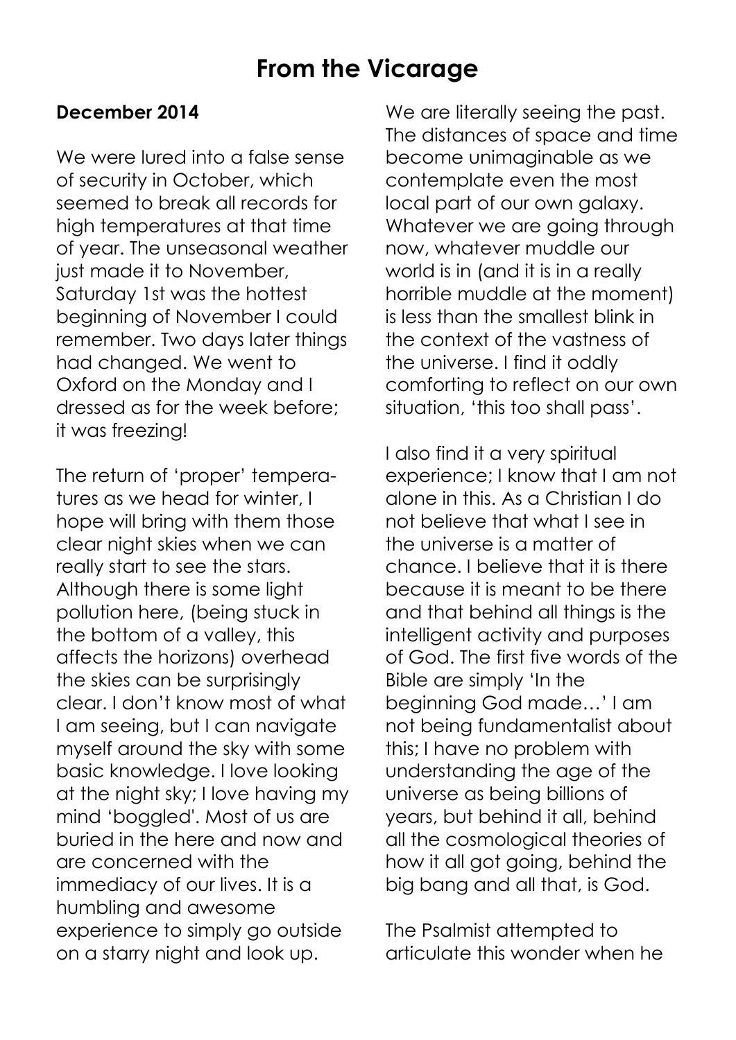# From the Vicarage

**December 2014**

We were lured into a false sense of security in October, which seemed to break all records for high temperatures at that time of year. The unseasonal weather just made it to November, Saturday 1st was the hottest beginning of November I could remember. Two days later things had changed. We went to Oxford on the Monday and I dressed as for the week before; it was freezing!

The return of 'proper' temperatures as we head for winter, I hope will bring with them those clear night skies when we can really start to see the stars. Although there is some light pollution here, (being stuck in the bottom of a valley, this affects the horizons) overhead the skies can be surprisingly clear. I don't know most of what I am seeing, but I can navigate myself around the sky with some basic knowledge. I love looking at the night sky; I love having my mind 'boggled'. Most of us are buried in the here and now and are concerned with the immediacy of our lives. It is a humbling and awesome experience to simply go outside on a starry night and look up.

We are literally seeing the past. The distances of space and time become unimaginable as we contemplate even the most local part of our own galaxy. Whatever we are going through now, whatever muddle our world is in (and it is in a really horrible muddle at the moment) is less than the smallest blink in the context of the vastness of the universe. I find it oddly comforting to reflect on our own situation, 'this too shall pass'.

I also find it a very spiritual experience; I know that I am not alone in this. As a Christian I do not believe that what I see in the universe is a matter of chance. I believe that it is there because it is meant to be there and that behind all things is the intelligent activity and purposes of God. The first five words of the Bible are simply 'In the beginning God made…' I am not being fundamentalist about this; I have no problem with understanding the age of the universe as being billions of years, but behind it all, behind all the cosmological theories of how it all got going, behind the big bang and all that, is God.

The Psalmist attempted to articulate this wonder when he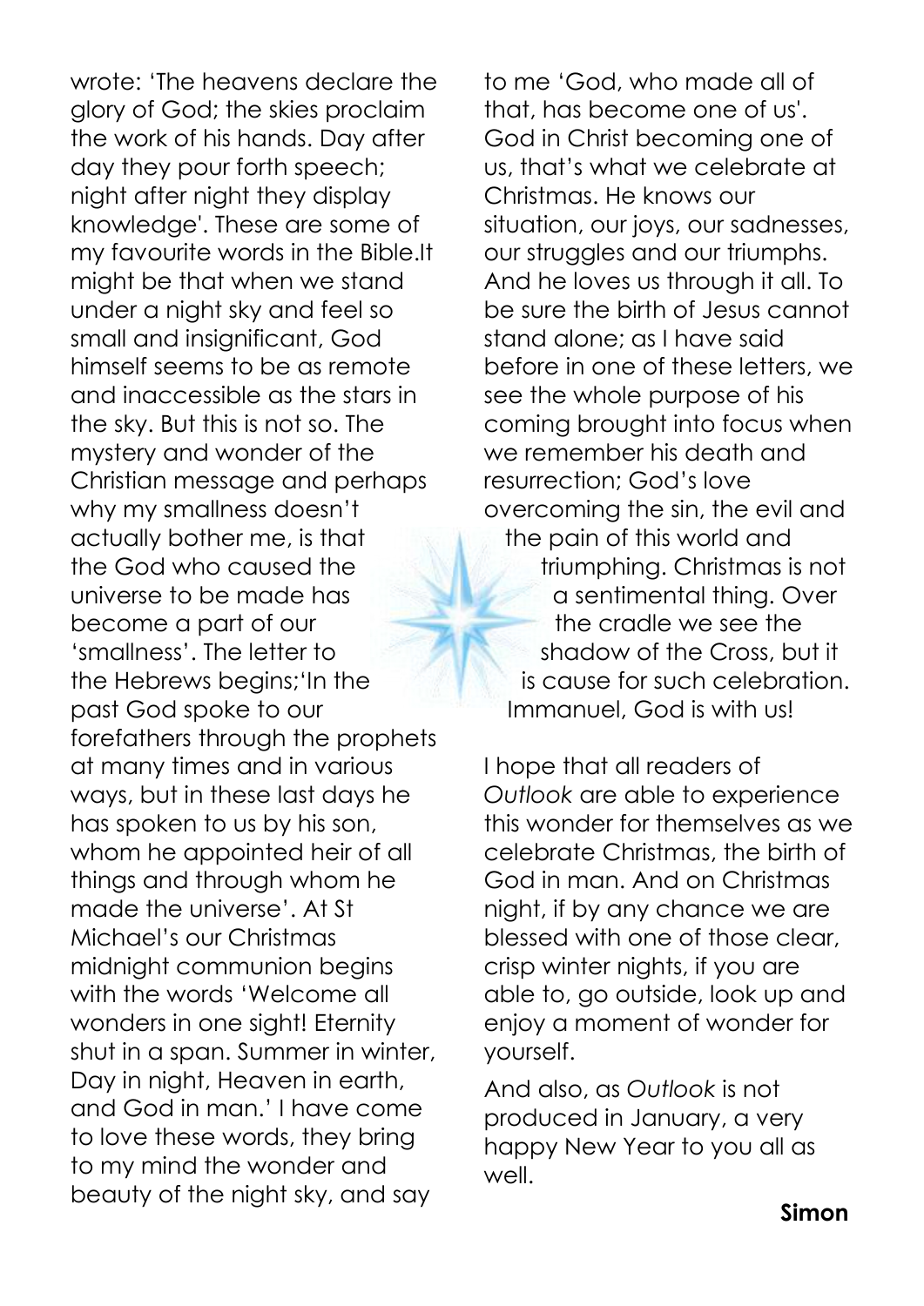wrote: 'The heavens declare the glory of God; the skies proclaim the work of his hands. Day after day they pour forth speech; night after night they display knowledge'. These are some of my favourite words in the Bible.It might be that when we stand under a night sky and feel so small and insignificant, God himself seems to be as remote and inaccessible as the stars in the sky. But this is not so. The mystery and wonder of the Christian message and perhaps why my smallness doesn't actually bother me, is that the God who caused the universe to be made has become a part of our 'smallness'. The letter to the Hebrews begins;'In the past God spoke to our forefathers through the prophets at many times and in various ways, but in these last days he has spoken to us by his son, whom he appointed heir of all things and through whom he made the universe'. At St Michael's our Christmas midnight communion begins with the words 'Welcome all wonders in one sight! Eternity shut in a span. Summer in winter, Day in night, Heaven in earth, and God in man.' I have come to love these words, they bring to my mind the wonder and beauty of the night sky, and say to me 'God, who made all of that, has become one of us'. God in Christ becoming one of us, that's what we celebrate at Christmas. He knows our situation, our joys, our sadnesses, our struggles and our triumphs. And he loves us through it all. To be sure the birth of Jesus cannot stand alone; as I have said before in one of these letters, we see the whole purpose of his coming brought into focus when we remember his death and resurrection; God's love overcoming the sin, the evil and the pain of this world and triumphing. Christmas is not a sentimental thing. Over the cradle we see the shadow of the Cross, but it is cause for such celebration. Immanuel, God is with us!

I hope that all readers of *Outlook* are able to experience this wonder for themselves as we celebrate Christmas, the birth of God in man. And on Christmas night, if by any chance we are blessed with one of those clear, crisp winter nights, if you are able to, go outside, look up and enjoy a moment of wonder for yourself.

And also, as *Outlook* is not produced in January, a very happy New Year to you all as well.

**Simon**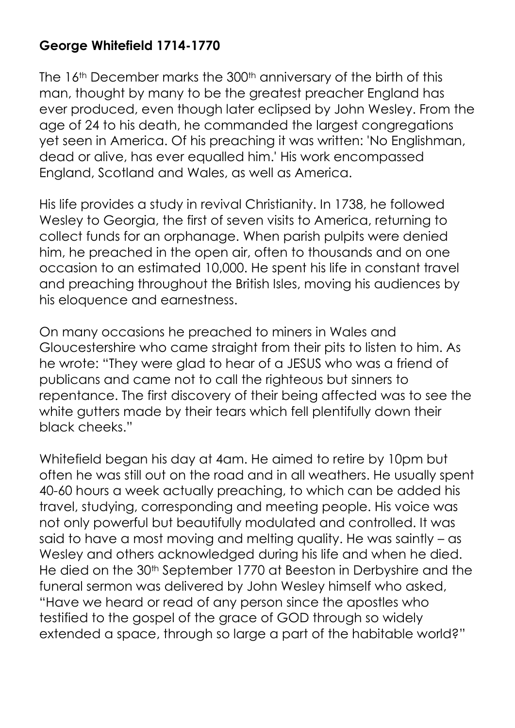**George Whitefield 1714-1770**

The 16th December marks the 300th anniversary of the birth of this man, thought by many to be the greatest preacher England has ever produced, even though later eclipsed by John Wesley. From the age of 24 to his death, he commanded the largest congregations yet seen in America. Of his preaching it was written: 'No Englishman, dead or alive, has ever equalled him.' His work encompassed England, Scotland and Wales, as well as America.

His life provides a study in revival Christianity. In 1738, he followed Wesley to Georgia, the first of seven visits to America, returning to collect funds for an orphanage. When parish pulpits were denied him, he preached in the open air, often to thousands and on one occasion to an estimated 10,000. He spent his life in constant travel and preaching throughout the British Isles, moving his audiences by his eloquence and earnestness.

On many occasions he preached to miners in Wales and Gloucestershire who came straight from their pits to listen to him. As he wrote: "They were glad to hear of a JESUS who was a friend of publicans and came not to call the righteous but sinners to repentance. The first discovery of their being affected was to see the white gutters made by their tears which fell plentifully down their black cheeks."

Whitefield began his day at 4am. He aimed to retire by 10pm but often he was still out on the road and in all weathers. He usually spent 40-60 hours a week actually preaching, to which can be added his travel, studying, corresponding and meeting people. His voice was not only powerful but beautifully modulated and controlled. It was said to have a most moving and melting quality. He was saintly – as Wesley and others acknowledged during his life and when he died. He died on the 30th September 1770 at Beeston in Derbyshire and the funeral sermon was delivered by John Wesley himself who asked, "Have we heard or read of any person since the apostles who testified to the gospel of the grace of GOD through so widely extended a space, through so large a part of the habitable world?"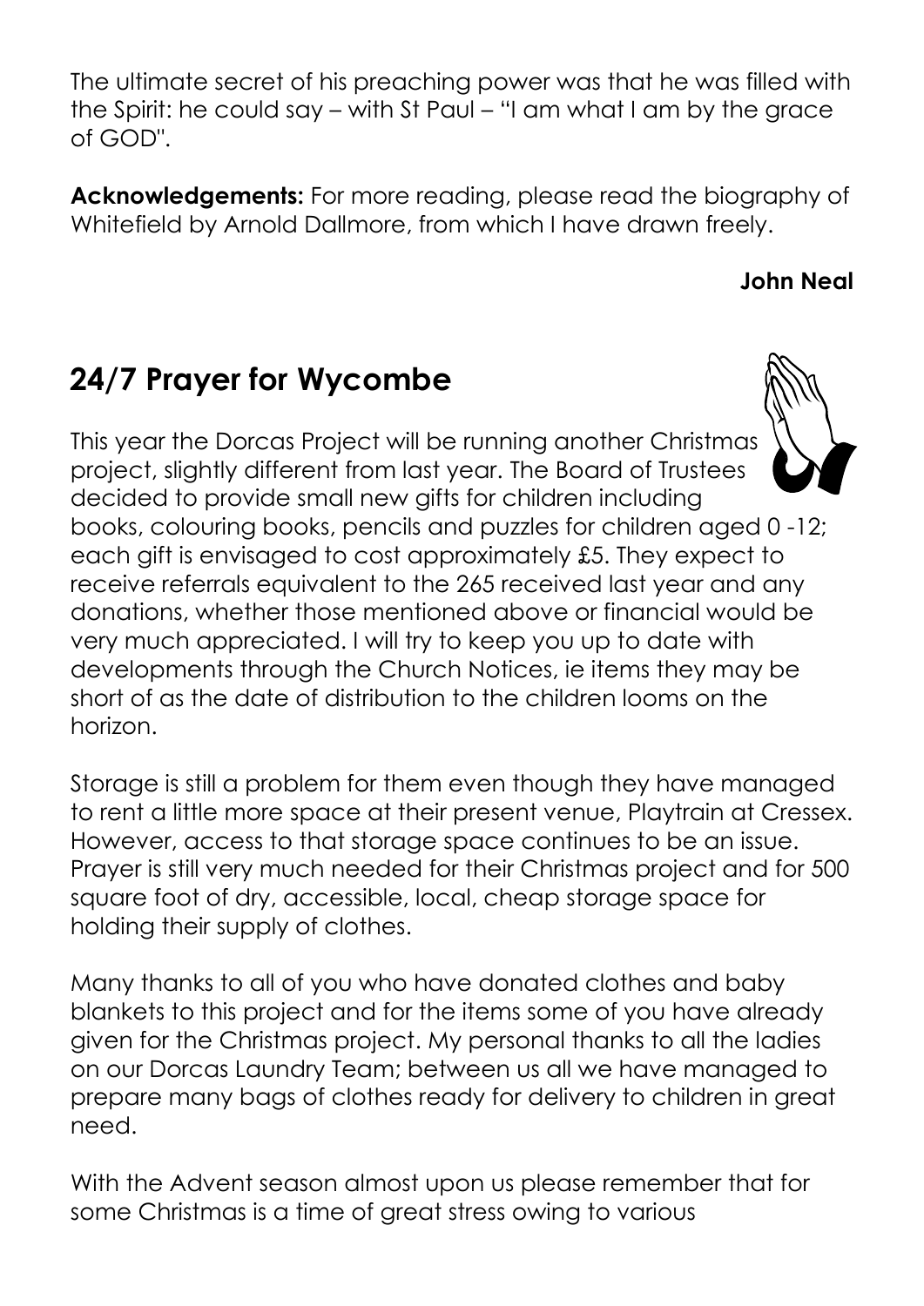The ultimate secret of his preaching power was that he was filled with the Spirit: he could say – with St Paul – "I am what I am by the grace of GOD".

**Acknowledgements:** For more reading, please read the biography of Whitefield by Arnold Dallmore, from which I have drawn freely.

**John Neal**

## 24/7 Prayer for Wycombe

This year the Dorcas Project will be running another Christmas project, slightly different from last year. The Board of Trustees decided to provide small new gifts for children including books, colouring books, pencils and puzzles for children aged 0 -12; each gift is envisaged to cost approximately £5. They expect to receive referrals equivalent to the 265 received last year and any donations, whether those mentioned above or financial would be very much appreciated. I will try to keep you up to date with developments through the Church Notices, ie items they may be short of as the date of distribution to the children looms on the horizon.

Storage is still a problem for them even though they have managed to rent a little more space at their present venue, Playtrain at Cressex. However, access to that storage space continues to be an issue. Prayer is still very much needed for their Christmas project and for 500 square foot of dry, accessible, local, cheap storage space for holding their supply of clothes.

Many thanks to all of you who have donated clothes and baby blankets to this project and for the items some of you have already given for the Christmas project. My personal thanks to all the ladies on our Dorcas Laundry Team; between us all we have managed to prepare many bags of clothes ready for delivery to children in great need.

With the Advent season almost upon us please remember that for some Christmas is a time of great stress owing to various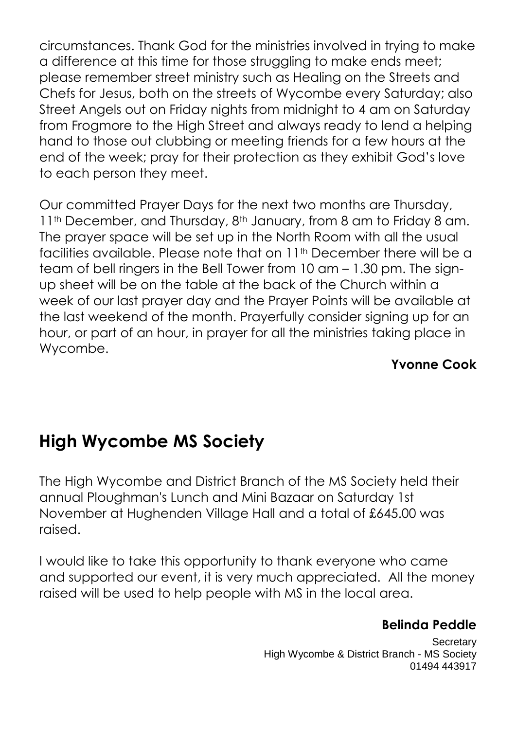circumstances. Thank God for the ministries involved in trying to make a difference at this time for those struggling to make ends meet; please remember street ministry such as Healing on the Streets and Chefs for Jesus, both on the streets of Wycombe every Saturday; also Street Angels out on Friday nights from midnight to 4 am on Saturday from Frogmore to the High Street and always ready to lend a helping hand to those out clubbing or meeting friends for a few hours at the end of the week; pray for their protection as they exhibit God's love to each person they meet.

Our committed Prayer Days for the next two months are Thursday, 11th December, and Thursday, 8th January, from 8 am to Friday 8 am. The prayer space will be set up in the North Room with all the usual facilities available. Please note that on 11th December there will be a team of bell ringers in the Bell Tower from 10 am – 1.30 pm. The sign-up sheet will be on the table at the back of the Church within a week of our last prayer day and the Prayer Points will be available at the last weekend of the month. Prayerfully consider signing up for an hour, or part of an hour, in prayer for all the ministries taking place in Wycombe.

**Yvonne Cook**

## High Wycombe MS Society

The High Wycombe and District Branch of the MS Society held their annual Ploughman's Lunch and Mini Bazaar on Saturday 1st November at Hughenden Village Hall and a total of £645.00 was raised.

I would like to take this opportunity to thank everyone who came and supported our event, it is very much appreciated. All the money raised will be used to help people with MS in the local area.

**Belinda Peddle**

Secretary
High Wycombe & District Branch - MS Society
01494 443917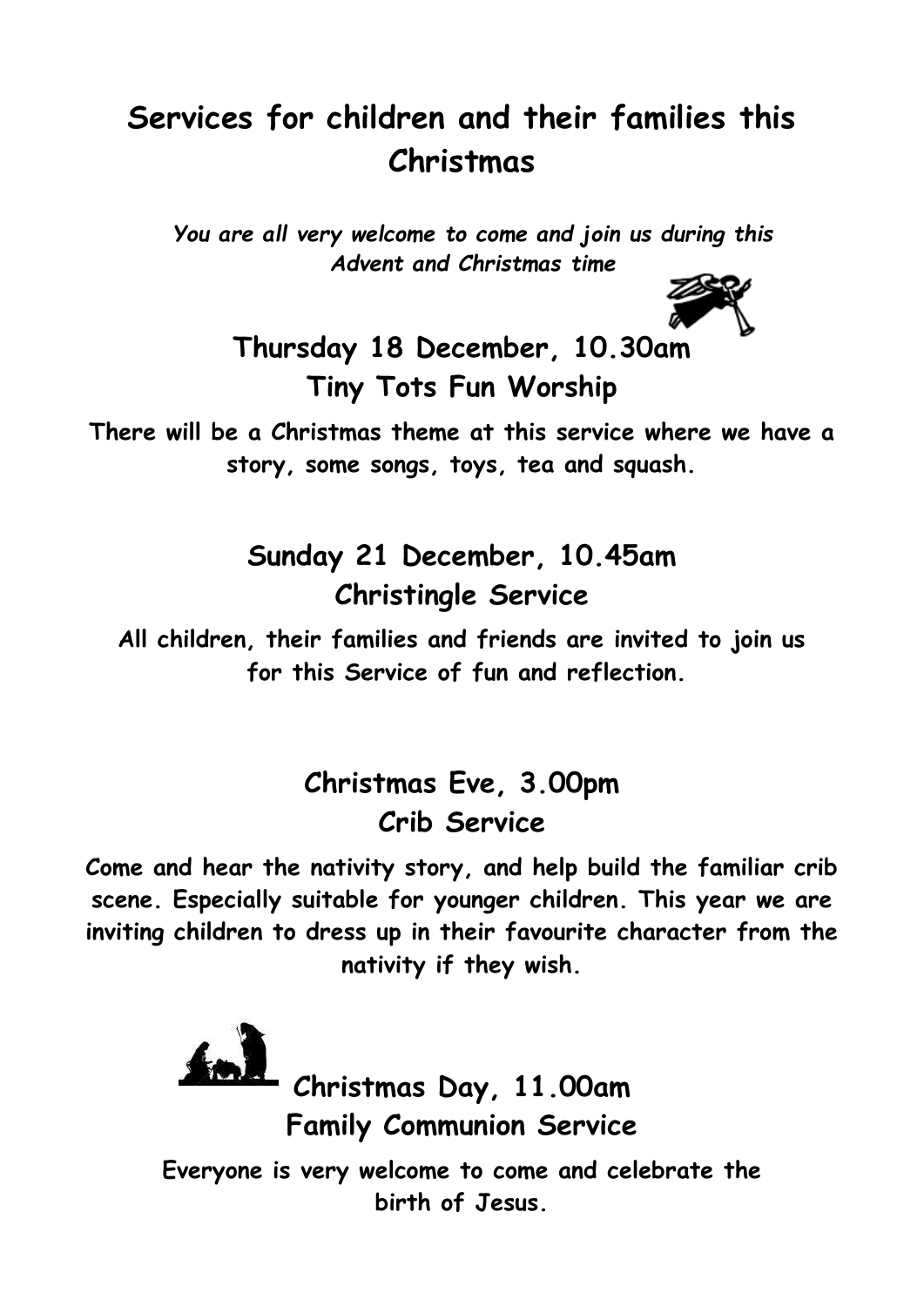# Services for children and their families this Christmas

*You are all very welcome to come and join us during this Advent and Christmas time*

## Thursday 18 December, 10.30am
## Tiny Tots Fun Worship

**There will be a Christmas theme at this service where we have a story, some songs, toys, tea and squash.**

## Sunday 21 December, 10.45am
## Christingle Service

**All children, their families and friends are invited to join us for this Service of fun and reflection.**

## Christmas Eve, 3.00pm
## Crib Service

**Come and hear the nativity story, and help build the familiar crib scene. Especially suitable for younger children. This year we are inviting children to dress up in their favourite character from the nativity if they wish.**

## Christmas Day, 11.00am
## Family Communion Service

**Everyone is very welcome to come and celebrate the birth of Jesus.**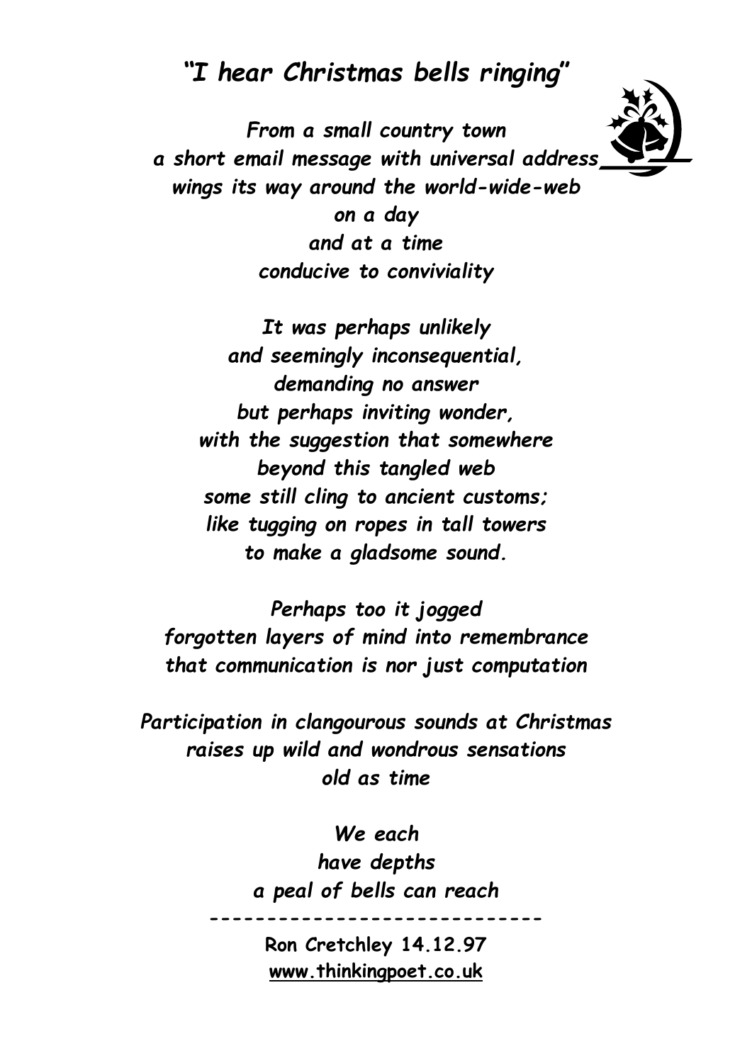# *"I hear Christmas bells ringing"*

*From a small country town*  
*a short email message with universal address*  
*wings its way around the world-wide-web*  
*on a day*  
*and at a time*  
*conducive to conviviality*

*It was perhaps unlikely*  
*and seemingly inconsequential,*  
*demanding no answer*  
*but perhaps inviting wonder,*  
*with the suggestion that somewhere*  
*beyond this tangled web*  
*some still cling to ancient customs;*  
*like tugging on ropes in tall towers*  
*to make a gladsome sound.*

*Perhaps too it jogged*  
*forgotten layers of mind into remembrance*  
*that communication is nor just computation*

*Participation in clangourous sounds at Christmas*  
*raises up wild and wondrous sensations*  
*old as time*

*We each*  
*have depths*  
*a peal of bells can reach*

-----------------------------

**Ron Cretchley 14.12.97**  
**www.thinkingpoet.co.uk**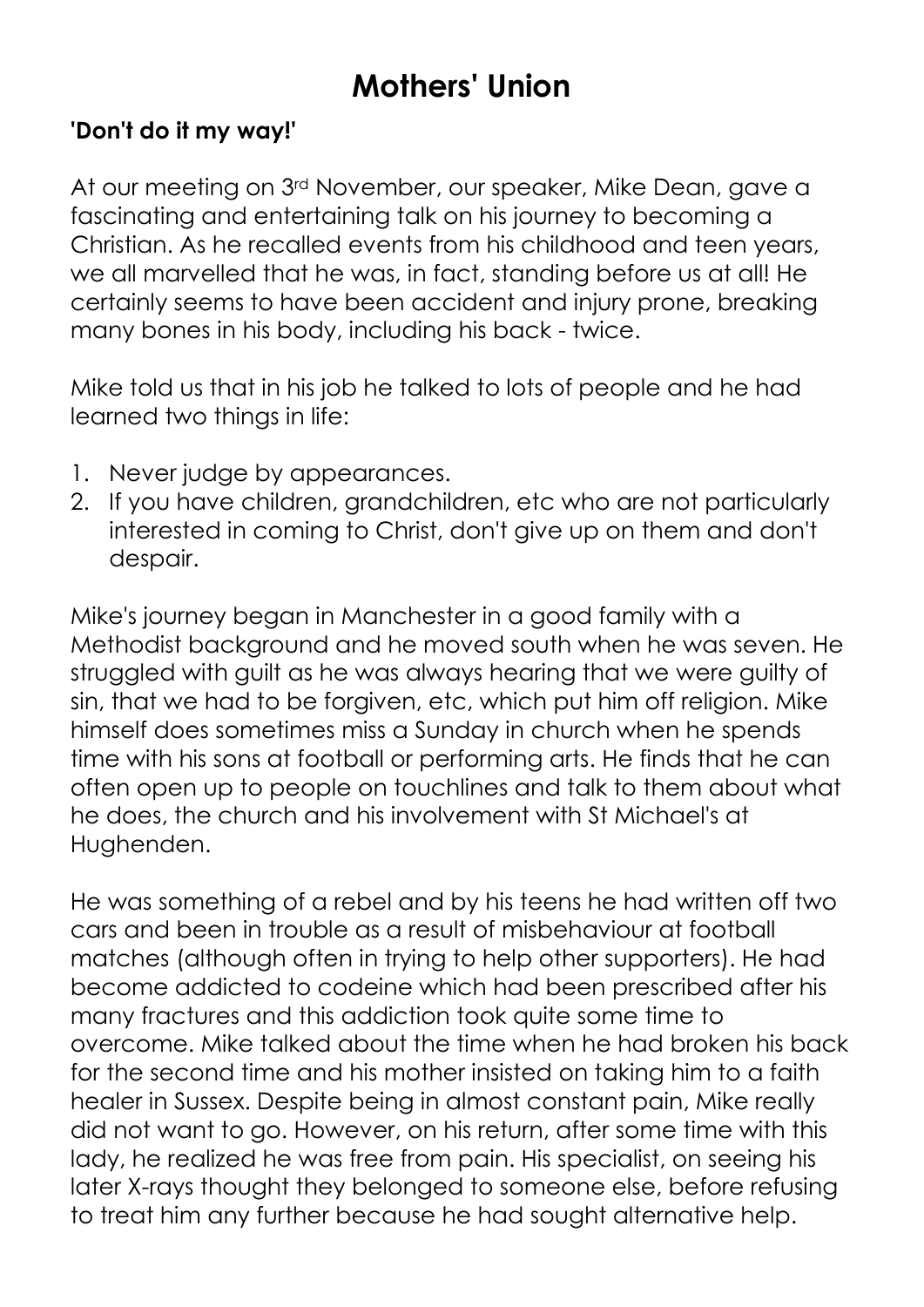# Mothers' Union

**'Don't do it my way!'**

At our meeting on 3rd November, our speaker, Mike Dean, gave a fascinating and entertaining talk on his journey to becoming a Christian. As he recalled events from his childhood and teen years, we all marvelled that he was, in fact, standing before us at all! He certainly seems to have been accident and injury prone, breaking many bones in his body, including his back - twice.

Mike told us that in his job he talked to lots of people and he had learned two things in life:

1. Never judge by appearances.
2. If you have children, grandchildren, etc who are not particularly interested in coming to Christ, don't give up on them and don't despair.

Mike's journey began in Manchester in a good family with a Methodist background and he moved south when he was seven. He struggled with guilt as he was always hearing that we were guilty of sin, that we had to be forgiven, etc, which put him off religion. Mike himself does sometimes miss a Sunday in church when he spends time with his sons at football or performing arts. He finds that he can often open up to people on touchlines and talk to them about what he does, the church and his involvement with St Michael's at Hughenden.

He was something of a rebel and by his teens he had written off two cars and been in trouble as a result of misbehaviour at football matches (although often in trying to help other supporters). He had become addicted to codeine which had been prescribed after his many fractures and this addiction took quite some time to overcome. Mike talked about the time when he had broken his back for the second time and his mother insisted on taking him to a faith healer in Sussex. Despite being in almost constant pain, Mike really did not want to go. However, on his return, after some time with this lady, he realized he was free from pain. His specialist, on seeing his later X-rays thought they belonged to someone else, before refusing to treat him any further because he had sought alternative help.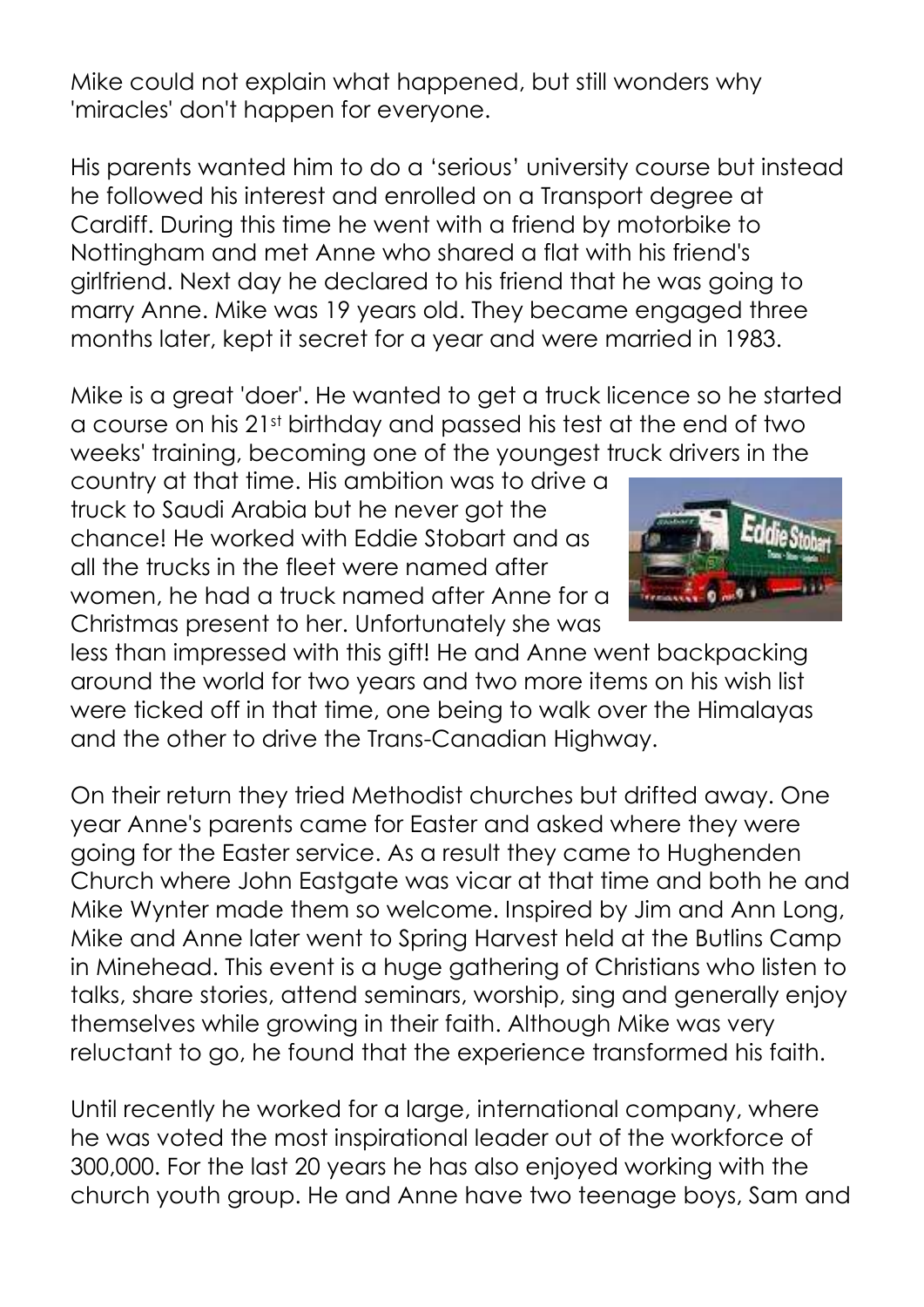Mike could not explain what happened, but still wonders why 'miracles' don't happen for everyone.

His parents wanted him to do a 'serious' university course but instead he followed his interest and enrolled on a Transport degree at Cardiff. During this time he went with a friend by motorbike to Nottingham and met Anne who shared a flat with his friend's girlfriend. Next day he declared to his friend that he was going to marry Anne. Mike was 19 years old. They became engaged three months later, kept it secret for a year and were married in 1983.

Mike is a great 'doer'. He wanted to get a truck licence so he started a course on his 21st birthday and passed his test at the end of two weeks' training, becoming one of the youngest truck drivers in the country at that time. His ambition was to drive a truck to Saudi Arabia but he never got the chance! He worked with Eddie Stobart and as all the trucks in the fleet were named after women, he had a truck named after Anne for a Christmas present to her. Unfortunately she was less than impressed with this gift! He and Anne went backpacking around the world for two years and two more items on his wish list were ticked off in that time, one being to walk over the Himalayas and the other to drive the Trans-Canadian Highway.

On their return they tried Methodist churches but drifted away. One year Anne's parents came for Easter and asked where they were going for the Easter service. As a result they came to Hughenden Church where John Eastgate was vicar at that time and both he and Mike Wynter made them so welcome. Inspired by Jim and Ann Long, Mike and Anne later went to Spring Harvest held at the Butlins Camp in Minehead. This event is a huge gathering of Christians who listen to talks, share stories, attend seminars, worship, sing and generally enjoy themselves while growing in their faith. Although Mike was very reluctant to go, he found that the experience transformed his faith.

Until recently he worked for a large, international company, where he was voted the most inspirational leader out of the workforce of 300,000. For the last 20 years he has also enjoyed working with the church youth group. He and Anne have two teenage boys, Sam and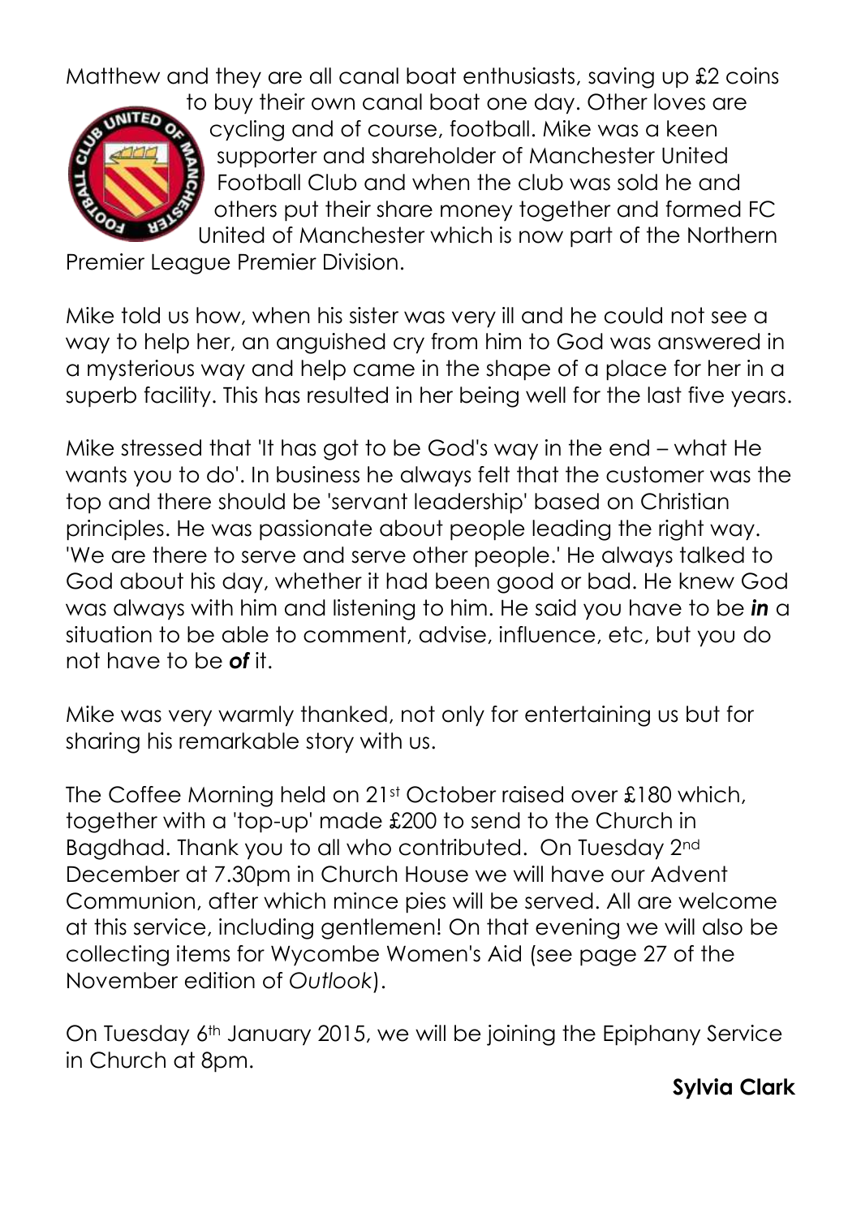Matthew and they are all canal boat enthusiasts, saving up £2 coins to buy their own canal boat one day. Other loves are cycling and of course, football. Mike was a keen supporter and shareholder of Manchester United Football Club and when the club was sold he and others put their share money together and formed FC United of Manchester which is now part of the Northern Premier League Premier Division.

Mike told us how, when his sister was very ill and he could not see a way to help her, an anguished cry from him to God was answered in a mysterious way and help came in the shape of a place for her in a superb facility. This has resulted in her being well for the last five years.

Mike stressed that 'It has got to be God's way in the end – what He wants you to do'. In business he always felt that the customer was the top and there should be 'servant leadership' based on Christian principles. He was passionate about people leading the right way. 'We are there to serve and serve other people.' He always talked to God about his day, whether it had been good or bad. He knew God was always with him and listening to him. He said you have to be ***in*** a situation to be able to comment, advise, influence, etc, but you do not have to be ***of*** it.

Mike was very warmly thanked, not only for entertaining us but for sharing his remarkable story with us.

The Coffee Morning held on 21st October raised over £180 which, together with a 'top-up' made £200 to send to the Church in Bagdhad. Thank you to all who contributed. On Tuesday 2nd December at 7.30pm in Church House we will have our Advent Communion, after which mince pies will be served. All are welcome at this service, including gentlemen! On that evening we will also be collecting items for Wycombe Women's Aid (see page 27 of the November edition of *Outlook*).

On Tuesday 6th January 2015, we will be joining the Epiphany Service in Church at 8pm.

**Sylvia Clark**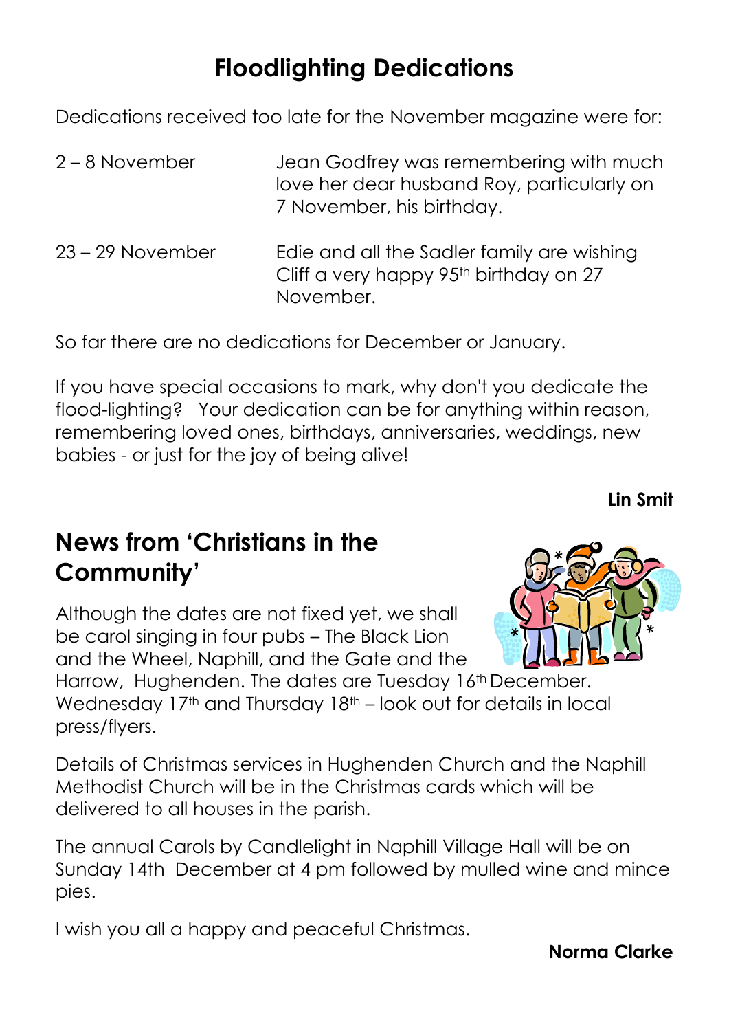# Floodlighting Dedications

Dedications received too late for the November magazine were for:

| | |
|---|---|
| 2 – 8 November | Jean Godfrey was remembering with much love her dear husband Roy, particularly on 7 November, his birthday. |
| 23 – 29 November | Edie and all the Sadler family are wishing Cliff a very happy 95th birthday on 27 November. |

So far there are no dedications for December or January.

If you have special occasions to mark, why don't you dedicate the flood-lighting? Your dedication can be for anything within reason, remembering loved ones, birthdays, anniversaries, weddings, new babies - or just for the joy of being alive!

**Lin Smit**

## News from 'Christians in the Community'

Although the dates are not fixed yet, we shall be carol singing in four pubs – The Black Lion and the Wheel, Naphill, and the Gate and the Harrow, Hughenden. The dates are Tuesday 16th December. Wednesday 17th and Thursday 18th – look out for details in local press/flyers.

Details of Christmas services in Hughenden Church and the Naphill Methodist Church will be in the Christmas cards which will be delivered to all houses in the parish.

The annual Carols by Candlelight in Naphill Village Hall will be on Sunday 14th December at 4 pm followed by mulled wine and mince pies.

I wish you all a happy and peaceful Christmas.

**Norma Clarke**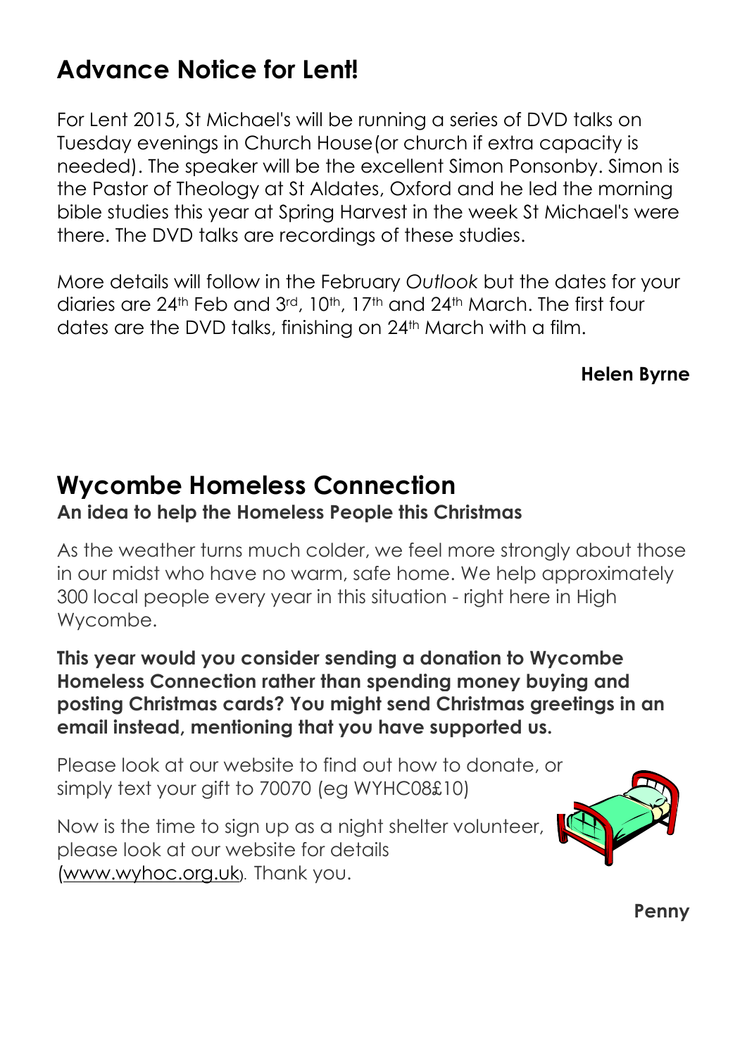## Advance Notice for Lent!

For Lent 2015, St Michael's will be running a series of DVD talks on Tuesday evenings in Church House(or church if extra capacity is needed). The speaker will be the excellent Simon Ponsonby. Simon is the Pastor of Theology at St Aldates, Oxford and he led the morning bible studies this year at Spring Harvest in the week St Michael's were there. The DVD talks are recordings of these studies.

More details will follow in the February *Outlook* but the dates for your diaries are 24th Feb and 3rd, 10th, 17th and 24th March. The first four dates are the DVD talks, finishing on 24th March with a film.

**Helen Byrne**

## Wycombe Homeless Connection

**An idea to help the Homeless People this Christmas**

As the weather turns much colder, we feel more strongly about those in our midst who have no warm, safe home. We help approximately 300 local people every year in this situation - right here in High Wycombe.

**This year would you consider sending a donation to Wycombe Homeless Connection rather than spending money buying and posting Christmas cards? You might send Christmas greetings in an email instead, mentioning that you have supported us.**

Please look at our website to find out how to donate, or simply text your gift to 70070 (eg WYHC08£10)

Now is the time to sign up as a night shelter volunteer, please look at our website for details (www.wyhoc.org.uk). Thank you.

**Penny**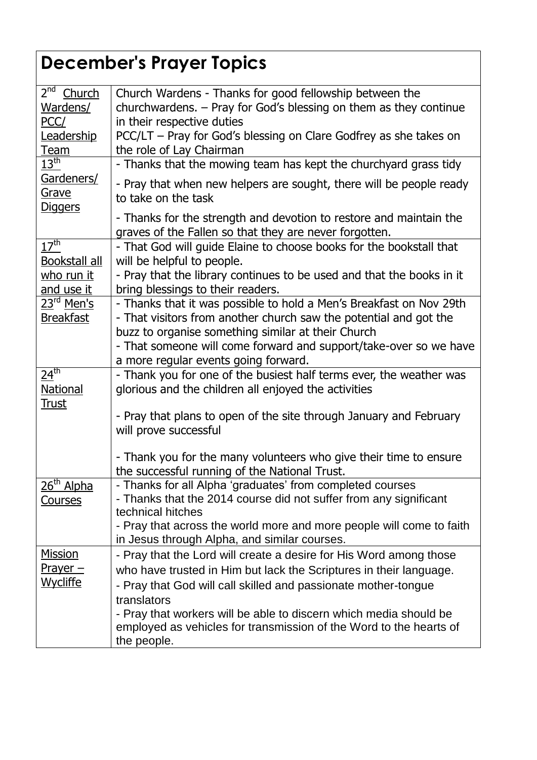| December's Prayer Topics | |
|---|---|
| 2nd Church Wardens/ PCC/ Leadership Team | Church Wardens - Thanks for good fellowship between the churchwardens. – Pray for God's blessing on them as they continue in their respective duties<br>PCC/LT – Pray for God's blessing on Clare Godfrey as she takes on the role of Lay Chairman |
| 13th Gardeners/ Grave Diggers | - Thanks that the mowing team has kept the churchyard grass tidy<br>- Pray that when new helpers are sought, there will be people ready to take on the task<br>- Thanks for the strength and devotion to restore and maintain the graves of the Fallen so that they are never forgotten. |
| 17th Bookstall all who run it and use it | - That God will guide Elaine to choose books for the bookstall that will be helpful to people.<br>- Pray that the library continues to be used and that the books in it bring blessings to their readers. |
| 23rd Men's Breakfast | - Thanks that it was possible to hold a Men's Breakfast on Nov 29th<br>- That visitors from another church saw the potential and got the buzz to organise something similar at their Church<br>- That someone will come forward and support/take-over so we have a more regular events going forward. |
| 24th National Trust | - Thank you for one of the busiest half terms ever, the weather was glorious and the children all enjoyed the activities<br>- Pray that plans to open of the site through January and February will prove successful<br>- Thank you for the many volunteers who give their time to ensure the successful running of the National Trust. |
| 26th Alpha Courses | - Thanks for all Alpha 'graduates' from completed courses<br>- Thanks that the 2014 course did not suffer from any significant technical hitches<br>- Pray that across the world more and more people will come to faith in Jesus through Alpha, and similar courses. |
| Mission Prayer – Wycliffe | - Pray that the Lord will create a desire for His Word among those who have trusted in Him but lack the Scriptures in their language.<br>- Pray that God will call skilled and passionate mother-tongue translators<br>- Pray that workers will be able to discern which media should be employed as vehicles for transmission of the Word to the hearts of the people. |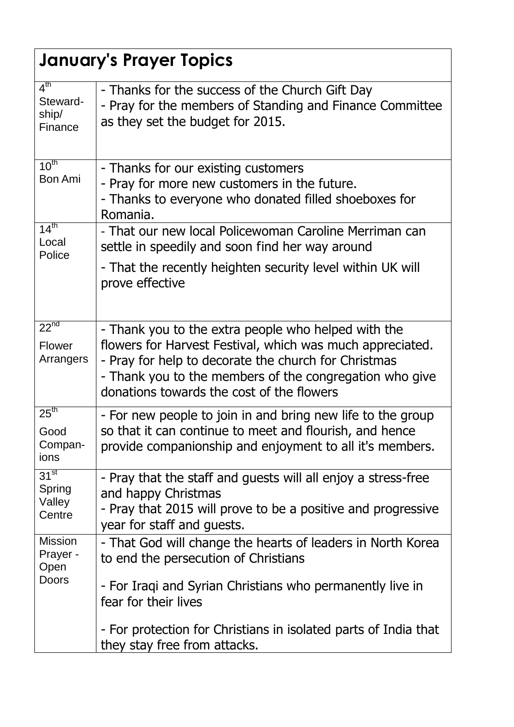| January's Prayer Topics | |
|---|---|
| 4th Steward-ship/ Finance | - Thanks for the success of the Church Gift Day<br>- Pray for the members of Standing and Finance Committee as they set the budget for 2015. |
| 10th Bon Ami | - Thanks for our existing customers<br>- Pray for more new customers in the future.<br>- Thanks to everyone who donated filled shoeboxes for Romania. |
| 14th Local Police | - That our new local Policewoman Caroline Merriman can settle in speedily and soon find her way around<br>- That the recently heighten security level within UK will prove effective |
| 22nd Flower Arrangers | - Thank you to the extra people who helped with the flowers for Harvest Festival, which was much appreciated.<br>- Pray for help to decorate the church for Christmas<br>- Thank you to the members of the congregation who give donations towards the cost of the flowers |
| 25th Good Compan-ions | - For new people to join in and bring new life to the group so that it can continue to meet and flourish, and hence provide companionship and enjoyment to all it's members. |
| 31st Spring Valley Centre | - Pray that the staff and guests will all enjoy a stress-free and happy Christmas<br>- Pray that 2015 will prove to be a positive and progressive year for staff and guests. |
| Mission Prayer - Open Doors | - That God will change the hearts of leaders in North Korea to end the persecution of Christians<br>- For Iraqi and Syrian Christians who permanently live in fear for their lives<br>- For protection for Christians in isolated parts of India that they stay free from attacks. |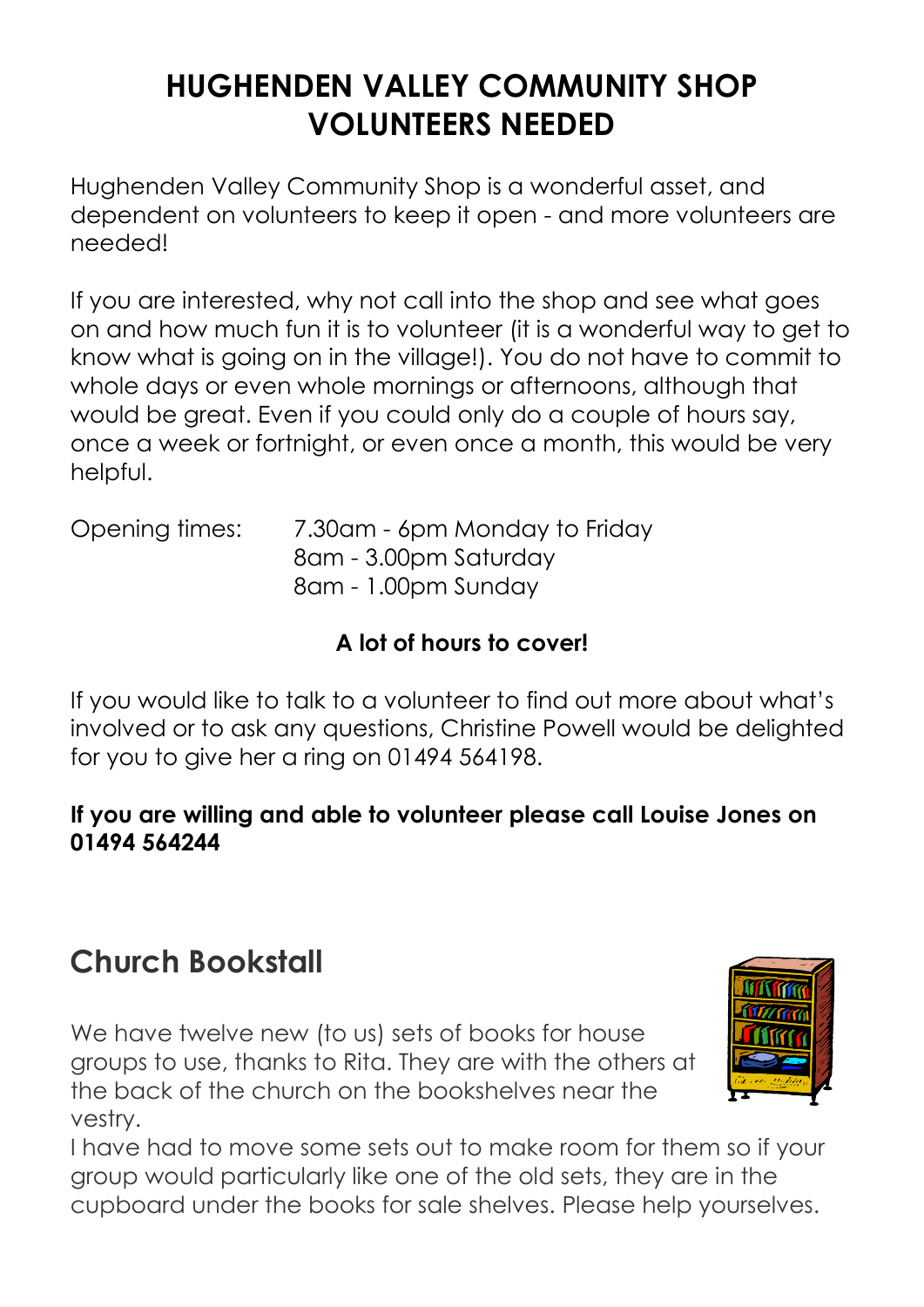# HUGHENDEN VALLEY COMMUNITY SHOP VOLUNTEERS NEEDED

Hughenden Valley Community Shop is a wonderful asset, and dependent on volunteers to keep it open - and more volunteers are needed!

If you are interested, why not call into the shop and see what goes on and how much fun it is to volunteer (it is a wonderful way to get to know what is going on in the village!). You do not have to commit to whole days or even whole mornings or afternoons, although that would be great. Even if you could only do a couple of hours say, once a week or fortnight, or even once a month, this would be very helpful.

Opening times: 7.30am - 6pm Monday to Friday
8am - 3.00pm Saturday
8am - 1.00pm Sunday

**A lot of hours to cover!**

If you would like to talk to a volunteer to find out more about what's involved or to ask any questions, Christine Powell would be delighted for you to give her a ring on 01494 564198.

**If you are willing and able to volunteer please call Louise Jones on 01494 564244**

## Church Bookstall

We have twelve new (to us) sets of books for house groups to use, thanks to Rita. They are with the others at the back of the church on the bookshelves near the vestry.

I have had to move some sets out to make room for them so if your group would particularly like one of the old sets, they are in the cupboard under the books for sale shelves. Please help yourselves.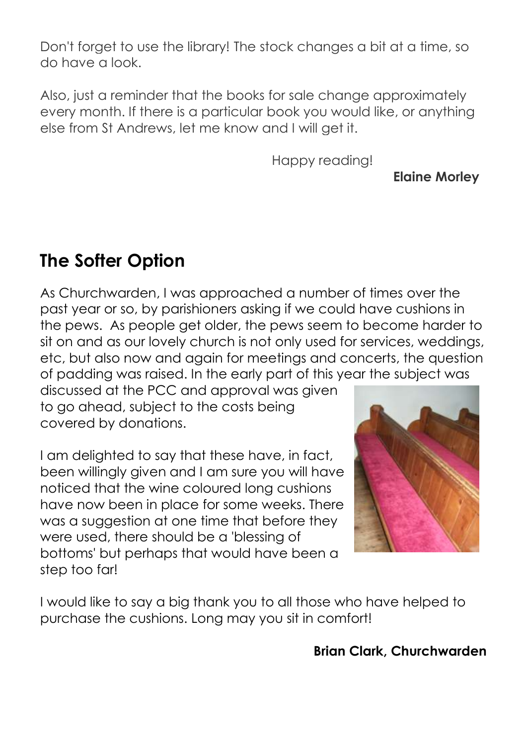Don't forget to use the library! The stock changes a bit at a time, so do have a look.

Also, just a reminder that the books for sale change approximately every month. If there is a particular book you would like, or anything else from St Andrews, let me know and I will get it.

Happy reading!

**Elaine Morley**

## The Softer Option

As Churchwarden, I was approached a number of times over the past year or so, by parishioners asking if we could have cushions in the pews. As people get older, the pews seem to become harder to sit on and as our lovely church is not only used for services, weddings, etc, but also now and again for meetings and concerts, the question of padding was raised. In the early part of this year the subject was discussed at the PCC and approval was given to go ahead, subject to the costs being covered by donations.

I am delighted to say that these have, in fact, been willingly given and I am sure you will have noticed that the wine coloured long cushions have now been in place for some weeks. There was a suggestion at one time that before they were used, there should be a 'blessing of bottoms' but perhaps that would have been a step too far!

I would like to say a big thank you to all those who have helped to purchase the cushions. Long may you sit in comfort!

**Brian Clark, Churchwarden**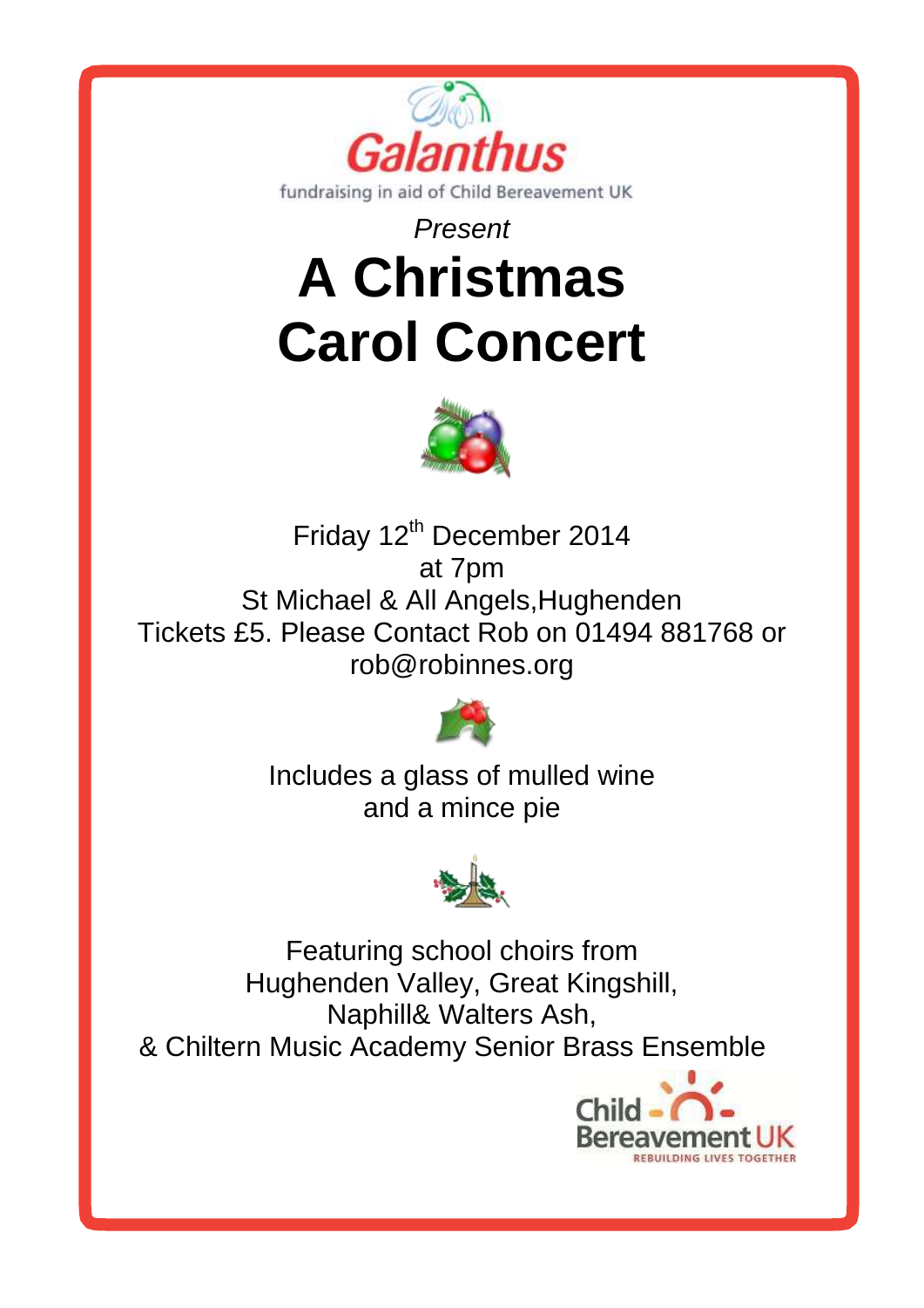Galanthus

fundraising in aid of Child Bereavement UK

*Present*

# A Christmas Carol Concert

Friday 12th December 2014
at 7pm
St Michael & All Angels,Hughenden
Tickets £5. Please Contact Rob on 01494 881768 or rob@robinnes.org

Includes a glass of mulled wine and a mince pie

Featuring school choirs from Hughenden Valley, Great Kingshill, Naphill& Walters Ash,
& Chiltern Music Academy Senior Brass Ensemble

Child Bereavement UK
REBUILDING LIVES TOGETHER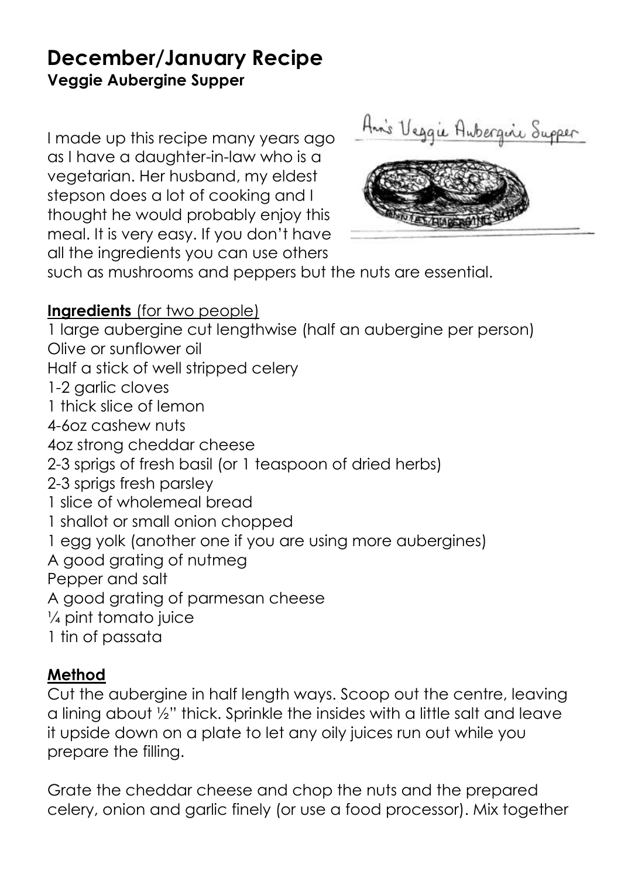# December/January Recipe

**Veggie Aubergine Supper**

I made up this recipe many years ago as I have a daughter-in-law who is a vegetarian. Her husband, my eldest stepson does a lot of cooking and I thought he would probably enjoy this meal. It is very easy. If you don't have all the ingredients you can use others such as mushrooms and peppers but the nuts are essential.

**Ingredients** (for two people)

1 large aubergine cut lengthwise (half an aubergine per person)
Olive or sunflower oil
Half a stick of well stripped celery
1-2 garlic cloves
1 thick slice of lemon
4-6oz cashew nuts
4oz strong cheddar cheese
2-3 sprigs of fresh basil (or 1 teaspoon of dried herbs)
2-3 sprigs fresh parsley
1 slice of wholemeal bread
1 shallot or small onion chopped
1 egg yolk (another one if you are using more aubergines)
A good grating of nutmeg
Pepper and salt
A good grating of parmesan cheese
¼ pint tomato juice
1 tin of passata

**Method**

Cut the aubergine in half length ways. Scoop out the centre, leaving a lining about ½" thick. Sprinkle the insides with a little salt and leave it upside down on a plate to let any oily juices run out while you prepare the filling.

Grate the cheddar cheese and chop the nuts and the prepared celery, onion and garlic finely (or use a food processor). Mix together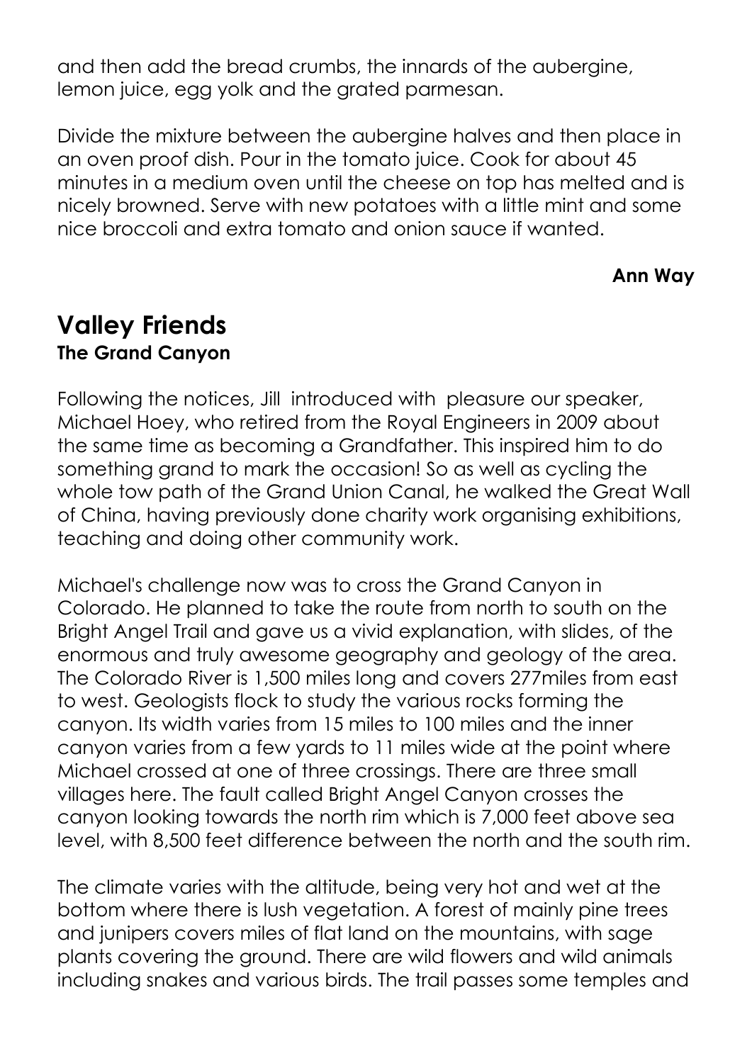and then add the bread crumbs, the innards of the aubergine, lemon juice, egg yolk and the grated parmesan.

Divide the mixture between the aubergine halves and then place in an oven proof dish. Pour in the tomato juice. Cook for about 45 minutes in a medium oven until the cheese on top has melted and is nicely browned. Serve with new potatoes with a little mint and some nice broccoli and extra tomato and onion sauce if wanted.

**Ann Way**

## Valley Friends

### The Grand Canyon

Following the notices, Jill introduced with pleasure our speaker, Michael Hoey, who retired from the Royal Engineers in 2009 about the same time as becoming a Grandfather. This inspired him to do something grand to mark the occasion! So as well as cycling the whole tow path of the Grand Union Canal, he walked the Great Wall of China, having previously done charity work organising exhibitions, teaching and doing other community work.

Michael's challenge now was to cross the Grand Canyon in Colorado. He planned to take the route from north to south on the Bright Angel Trail and gave us a vivid explanation, with slides, of the enormous and truly awesome geography and geology of the area. The Colorado River is 1,500 miles long and covers 277miles from east to west. Geologists flock to study the various rocks forming the canyon. Its width varies from 15 miles to 100 miles and the inner canyon varies from a few yards to 11 miles wide at the point where Michael crossed at one of three crossings. There are three small villages here. The fault called Bright Angel Canyon crosses the canyon looking towards the north rim which is 7,000 feet above sea level, with 8,500 feet difference between the north and the south rim.

The climate varies with the altitude, being very hot and wet at the bottom where there is lush vegetation. A forest of mainly pine trees and junipers covers miles of flat land on the mountains, with sage plants covering the ground. There are wild flowers and wild animals including snakes and various birds. The trail passes some temples and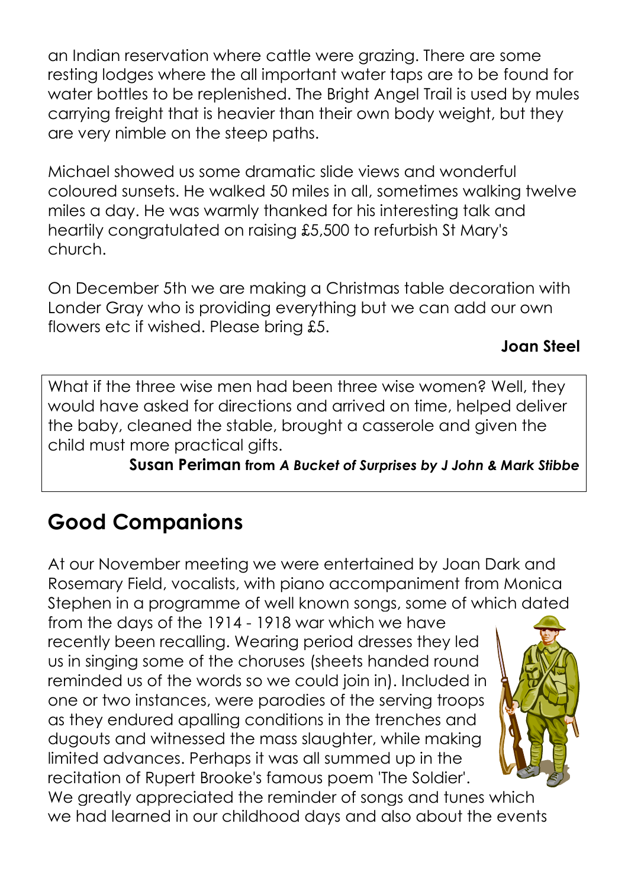an Indian reservation where cattle were grazing. There are some resting lodges where the all important water taps are to be found for water bottles to be replenished. The Bright Angel Trail is used by mules carrying freight that is heavier than their own body weight, but they are very nimble on the steep paths.

Michael showed us some dramatic slide views and wonderful coloured sunsets. He walked 50 miles in all, sometimes walking twelve miles a day. He was warmly thanked for his interesting talk and heartily congratulated on raising £5,500 to refurbish St Mary's church.

On December 5th we are making a Christmas table decoration with Londer Gray who is providing everything but we can add our own flowers etc if wished. Please bring £5.

**Joan Steel**

What if the three wise men had been three wise women? Well, they would have asked for directions and arrived on time, helped deliver the baby, cleaned the stable, brought a casserole and given the child must more practical gifts.

**Susan Periman from *A Bucket of Surprises by J John & Mark Stibbe***

## Good Companions

At our November meeting we were entertained by Joan Dark and Rosemary Field, vocalists, with piano accompaniment from Monica Stephen in a programme of well known songs, some of which dated from the days of the 1914 - 1918 war which we have recently been recalling. Wearing period dresses they led us in singing some of the choruses (sheets handed round reminded us of the words so we could join in). Included in one or two instances, were parodies of the serving troops as they endured apalling conditions in the trenches and dugouts and witnessed the mass slaughter, while making limited advances. Perhaps it was all summed up in the recitation of Rupert Brooke's famous poem 'The Soldier'. We greatly appreciated the reminder of songs and tunes which we had learned in our childhood days and also about the events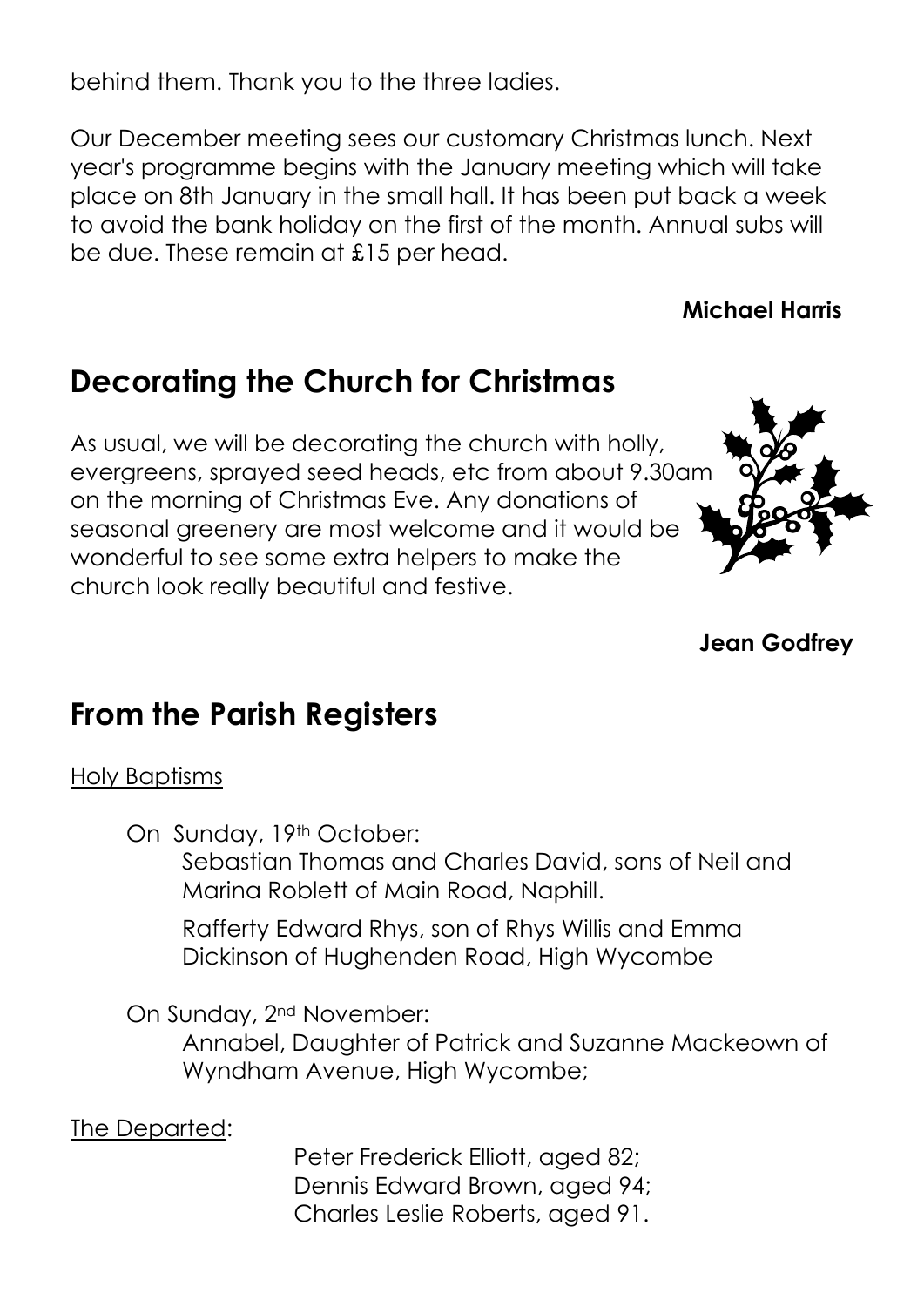behind them. Thank you to the three ladies.

Our December meeting sees our customary Christmas lunch. Next year's programme begins with the January meeting which will take place on 8th January in the small hall. It has been put back a week to avoid the bank holiday on the first of the month. Annual subs will be due. These remain at £15 per head.

**Michael Harris**

## Decorating the Church for Christmas

As usual, we will be decorating the church with holly, evergreens, sprayed seed heads, etc from about 9.30am on the morning of Christmas Eve. Any donations of seasonal greenery are most welcome and it would be wonderful to see some extra helpers to make the church look really beautiful and festive.

**Jean Godfrey**

## From the Parish Registers

Holy Baptisms

On Sunday, 19th October:

Sebastian Thomas and Charles David, sons of Neil and Marina Roblett of Main Road, Naphill.

Rafferty Edward Rhys, son of Rhys Willis and Emma Dickinson of Hughenden Road, High Wycombe

On Sunday, 2nd November:

Annabel, Daughter of Patrick and Suzanne Mackeown of Wyndham Avenue, High Wycombe;

The Departed:

Peter Frederick Elliott, aged 82;
Dennis Edward Brown, aged 94;
Charles Leslie Roberts, aged 91.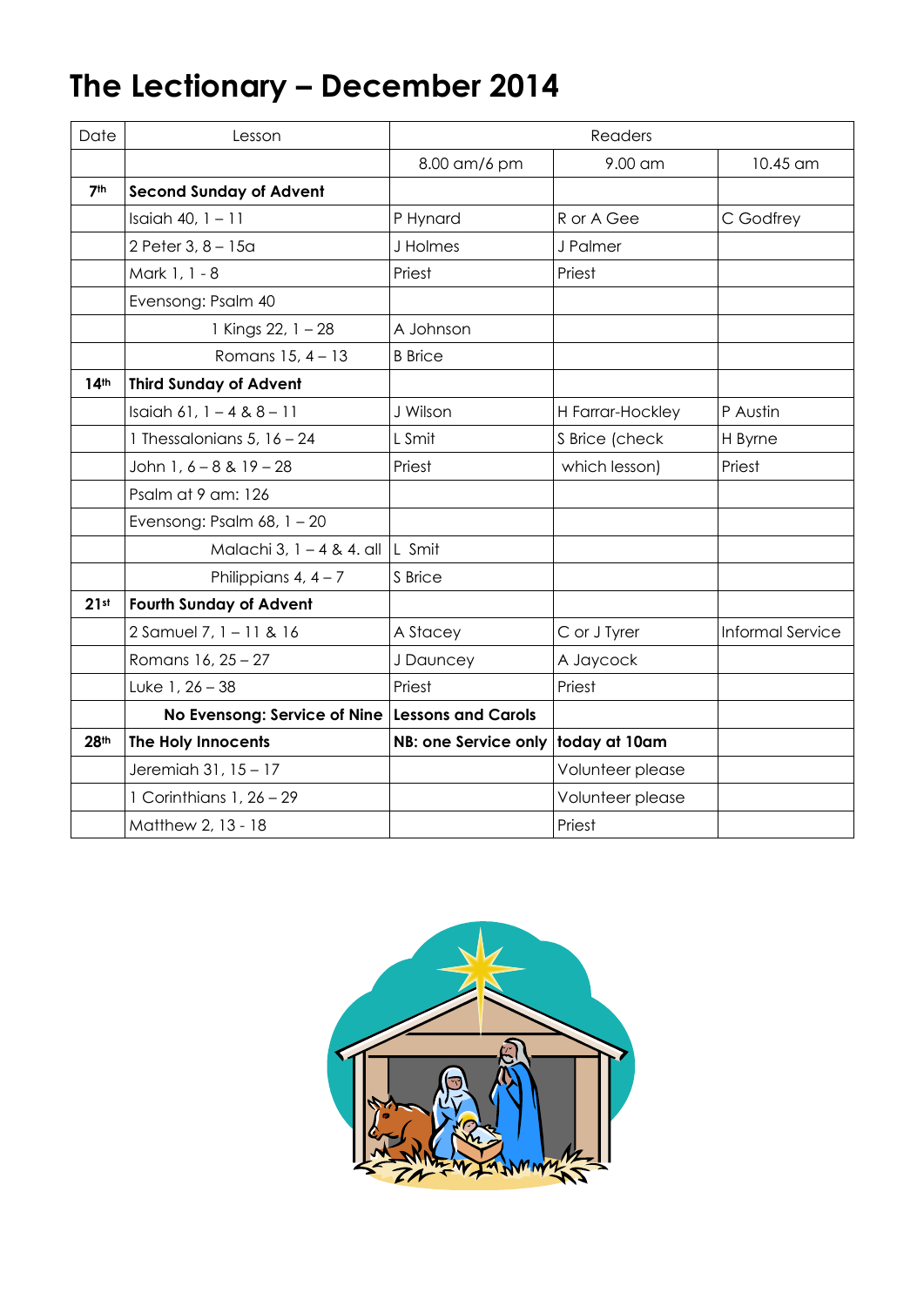# The Lectionary – December 2014

| Date | Lesson | Readers | | |
|---|---|---|---|---|
| | | 8.00 am/6 pm | 9.00 am | 10.45 am |
| 7th | **Second Sunday of Advent** | | | |
| | Isaiah 40, 1 – 11 | P Hynard | R or A Gee | C Godfrey |
| | 2 Peter 3, 8 – 15a | J Holmes | J Palmer | |
| | Mark 1, 1 - 8 | Priest | Priest | |
| | Evensong: Psalm 40 | | | |
| | 1 Kings 22, 1 – 28 | A Johnson | | |
| | Romans 15, 4 – 13 | B Brice | | |
| 14th | **Third Sunday of Advent** | | | |
| | Isaiah 61, 1 – 4 & 8 – 11 | J Wilson | H Farrar-Hockley | P Austin |
| | 1 Thessalonians 5, 16 – 24 | L Smit | S Brice (check | H Byrne |
| | John 1, 6 – 8 & 19 – 28 | Priest | which lesson) | Priest |
| | Psalm at 9 am: 126 | | | |
| | Evensong: Psalm 68, 1 – 20 | | | |
| | Malachi 3, 1 – 4 & 4. all | L Smit | | |
| | Philippians 4, 4 – 7 | S Brice | | |
| 21st | **Fourth Sunday of Advent** | | | |
| | 2 Samuel 7, 1 – 11 & 16 | A Stacey | C or J Tyrer | Informal Service |
| | Romans 16, 25 – 27 | J Dauncey | A Jaycock | |
| | Luke 1, 26 – 38 | Priest | Priest | |
| | **No Evensong: Service of Nine** | **Lessons and Carols** | | |
| 28th | **The Holy Innocents** | **NB: one Service only** | **today at 10am** | |
| | Jeremiah 31, 15 – 17 | | Volunteer please | |
| | 1 Corinthians 1, 26 – 29 | | Volunteer please | |
| | Matthew 2, 13 - 18 | | Priest | |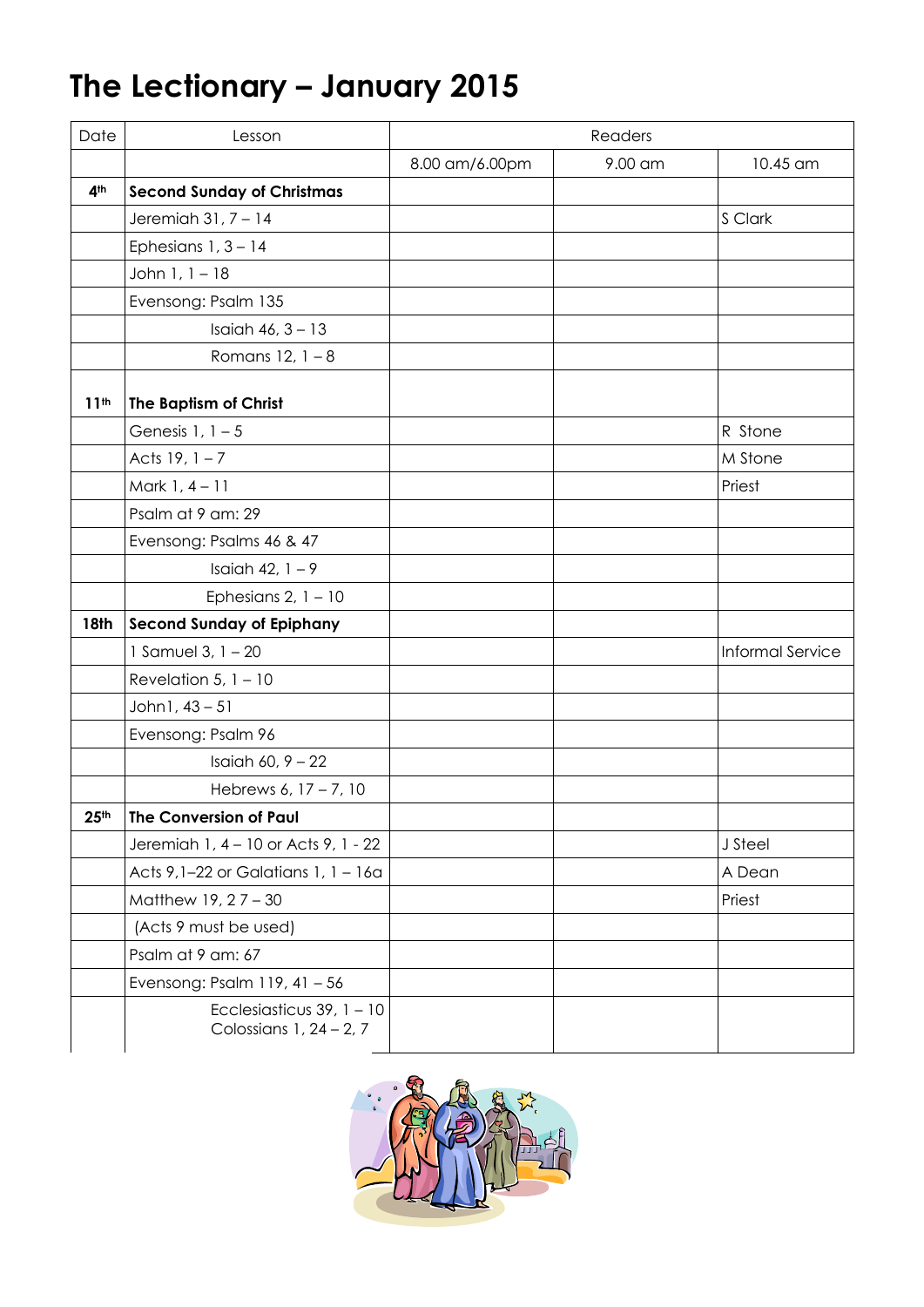# The Lectionary – January 2015

| Date | Lesson | Readers | | |
|---|---|---|---|---|
| | | 8.00 am/6.00pm | 9.00 am | 10.45 am |
| **4th** | **Second Sunday of Christmas** | | | |
| | Jeremiah 31, 7 – 14 | | | S Clark |
| | Ephesians 1, 3 – 14 | | | |
| | John 1, 1 – 18 | | | |
| | Evensong: Psalm 135 | | | |
| | Isaiah 46, 3 – 13 | | | |
| | Romans 12, 1 – 8 | | | |
| **11th** | **The Baptism of Christ** | | | |
| | Genesis 1, 1 – 5 | | | R Stone |
| | Acts 19, 1 – 7 | | | M Stone |
| | Mark 1, 4 – 11 | | | Priest |
| | Psalm at 9 am: 29 | | | |
| | Evensong: Psalms 46 & 47 | | | |
| | Isaiah 42, 1 – 9 | | | |
| | Ephesians 2, 1 – 10 | | | |
| **18th** | **Second Sunday of Epiphany** | | | |
| | 1 Samuel 3, 1 – 20 | | | Informal Service |
| | Revelation 5, 1 – 10 | | | |
| | John1, 43 – 51 | | | |
| | Evensong: Psalm 96 | | | |
| | Isaiah 60, 9 – 22 | | | |
| | Hebrews 6, 17 – 7, 10 | | | |
| **25th** | **The Conversion of Paul** | | | |
| | Jeremiah 1, 4 – 10 or Acts 9, 1 - 22 | | | J Steel |
| | Acts 9,1–22 or Galatians 1, 1 – 16a | | | A Dean |
| | Matthew 19, 2 7 – 30 | | | Priest |
| | (Acts 9 must be used) | | | |
| | Psalm at 9 am: 67 | | | |
| | Evensong: Psalm 119, 41 – 56 | | | |
| | Ecclesiasticus 39, 1 – 10<br>Colossians 1, 24 – 2, 7 | | | |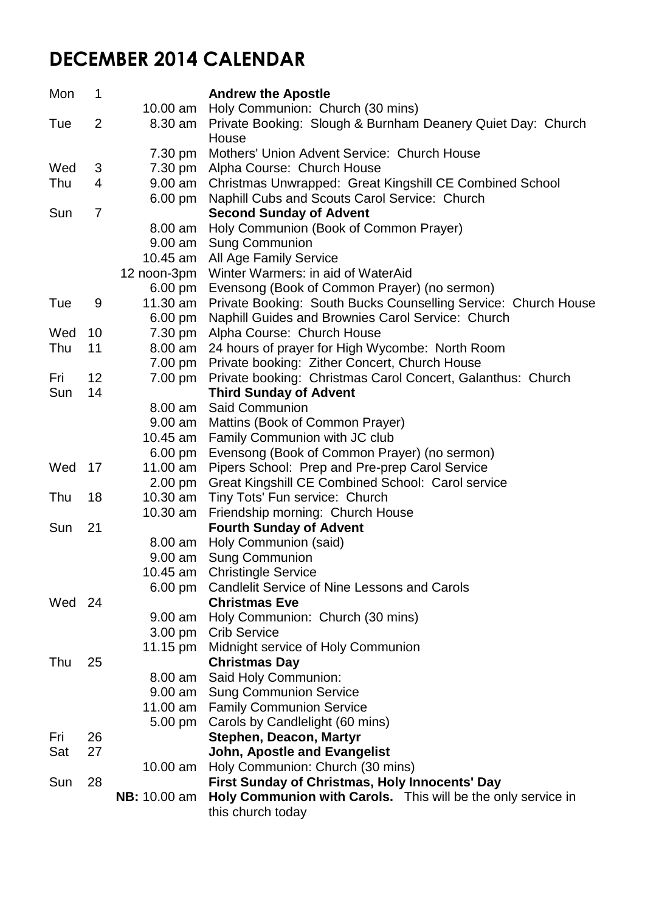# DECEMBER 2014 CALENDAR

| Day | Date | Time | Event |
|---|---|---|---|
| Mon | 1 | | **Andrew the Apostle** |
| | | 10.00 am | Holy Communion: Church (30 mins) |
| Tue | 2 | 8.30 am | Private Booking: Slough & Burnham Deanery Quiet Day: Church House |
| | | 7.30 pm | Mothers' Union Advent Service: Church House |
| Wed | 3 | 7.30 pm | Alpha Course: Church House |
| Thu | 4 | 9.00 am | Christmas Unwrapped: Great Kingshill CE Combined School |
| | | 6.00 pm | Naphill Cubs and Scouts Carol Service: Church |
| Sun | 7 | | **Second Sunday of Advent** |
| | | 8.00 am | Holy Communion (Book of Common Prayer) |
| | | 9.00 am | Sung Communion |
| | | 10.45 am | All Age Family Service |
| | | 12 noon-3pm | Winter Warmers: in aid of WaterAid |
| | | 6.00 pm | Evensong (Book of Common Prayer) (no sermon) |
| Tue | 9 | 11.30 am | Private Booking: South Bucks Counselling Service: Church House |
| | | 6.00 pm | Naphill Guides and Brownies Carol Service: Church |
| Wed | 10 | 7.30 pm | Alpha Course: Church House |
| Thu | 11 | 8.00 am | 24 hours of prayer for High Wycombe: North Room |
| | | 7.00 pm | Private booking: Zither Concert, Church House |
| Fri | 12 | 7.00 pm | Private booking: Christmas Carol Concert, Galanthus: Church |
| Sun | 14 | | **Third Sunday of Advent** |
| | | 8.00 am | Said Communion |
| | | 9.00 am | Mattins (Book of Common Prayer) |
| | | 10.45 am | Family Communion with JC club |
| | | 6.00 pm | Evensong (Book of Common Prayer) (no sermon) |
| Wed | 17 | 11.00 am | Pipers School: Prep and Pre-prep Carol Service |
| | | 2.00 pm | Great Kingshill CE Combined School: Carol service |
| Thu | 18 | 10.30 am | Tiny Tots' Fun service: Church |
| | | 10.30 am | Friendship morning: Church House |
| Sun | 21 | | **Fourth Sunday of Advent** |
| | | 8.00 am | Holy Communion (said) |
| | | 9.00 am | Sung Communion |
| | | 10.45 am | Christingle Service |
| | | 6.00 pm | Candlelit Service of Nine Lessons and Carols |
| Wed | 24 | | **Christmas Eve** |
| | | 9.00 am | Holy Communion: Church (30 mins) |
| | | 3.00 pm | Crib Service |
| | | 11.15 pm | Midnight service of Holy Communion |
| Thu | 25 | | **Christmas Day** |
| | | 8.00 am | Said Holy Communion: |
| | | 9.00 am | Sung Communion Service |
| | | 11.00 am | Family Communion Service |
| | | 5.00 pm | Carols by Candlelight (60 mins) |
| Fri | 26 | | **Stephen, Deacon, Martyr** |
| Sat | 27 | | **John, Apostle and Evangelist** |
| | | 10.00 am | Holy Communion: Church (30 mins) |
| Sun | 28 | | **First Sunday of Christmas, Holy Innocents' Day** |
| | | **NB:** 10.00 am | **Holy Communion with Carols.** This will be the only service in this church today |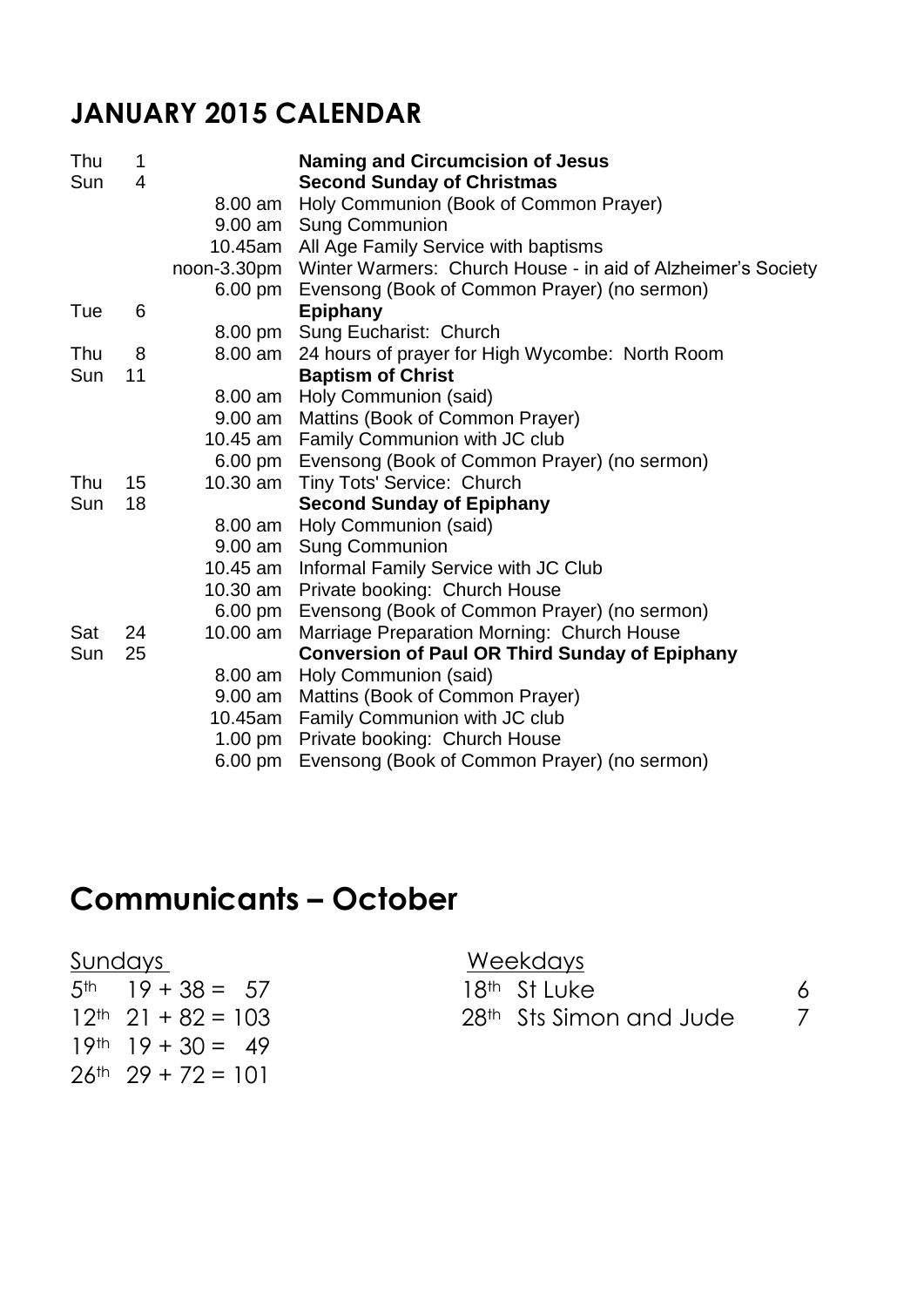## JANUARY 2015 CALENDAR

| | | | |
|---|---|---|---|
| Thu | 1 | | **Naming and Circumcision of Jesus** |
| Sun | 4 | | **Second Sunday of Christmas** |
| | | 8.00 am | Holy Communion (Book of Common Prayer) |
| | | 9.00 am | Sung Communion |
| | | 10.45am | All Age Family Service with baptisms |
| | | noon-3.30pm | Winter Warmers: Church House - in aid of Alzheimer's Society |
| | | 6.00 pm | Evensong (Book of Common Prayer) (no sermon) |
| Tue | 6 | | **Epiphany** |
| | | 8.00 pm | Sung Eucharist: Church |
| Thu | 8 | 8.00 am | 24 hours of prayer for High Wycombe: North Room |
| Sun | 11 | | **Baptism of Christ** |
| | | 8.00 am | Holy Communion (said) |
| | | 9.00 am | Mattins (Book of Common Prayer) |
| | | 10.45 am | Family Communion with JC club |
| | | 6.00 pm | Evensong (Book of Common Prayer) (no sermon) |
| Thu | 15 | 10.30 am | Tiny Tots' Service: Church |
| Sun | 18 | | **Second Sunday of Epiphany** |
| | | 8.00 am | Holy Communion (said) |
| | | 9.00 am | Sung Communion |
| | | 10.45 am | Informal Family Service with JC Club |
| | | 10.30 am | Private booking: Church House |
| | | 6.00 pm | Evensong (Book of Common Prayer) (no sermon) |
| Sat | 24 | 10.00 am | Marriage Preparation Morning: Church House |
| Sun | 25 | | **Conversion of Paul OR Third Sunday of Epiphany** |
| | | 8.00 am | Holy Communion (said) |
| | | 9.00 am | Mattins (Book of Common Prayer) |
| | | 10.45am | Family Communion with JC club |
| | | 1.00 pm | Private booking: Church House |
| | | 6.00 pm | Evensong (Book of Common Prayer) (no sermon) |

# Communicants – October

Sundays

5th  19 + 38 = 57
12th  21 + 82 = 103
19th  19 + 30 = 49
26th  29 + 72 = 101

Weekdays

18th St Luke 6
28th Sts Simon and Jude 7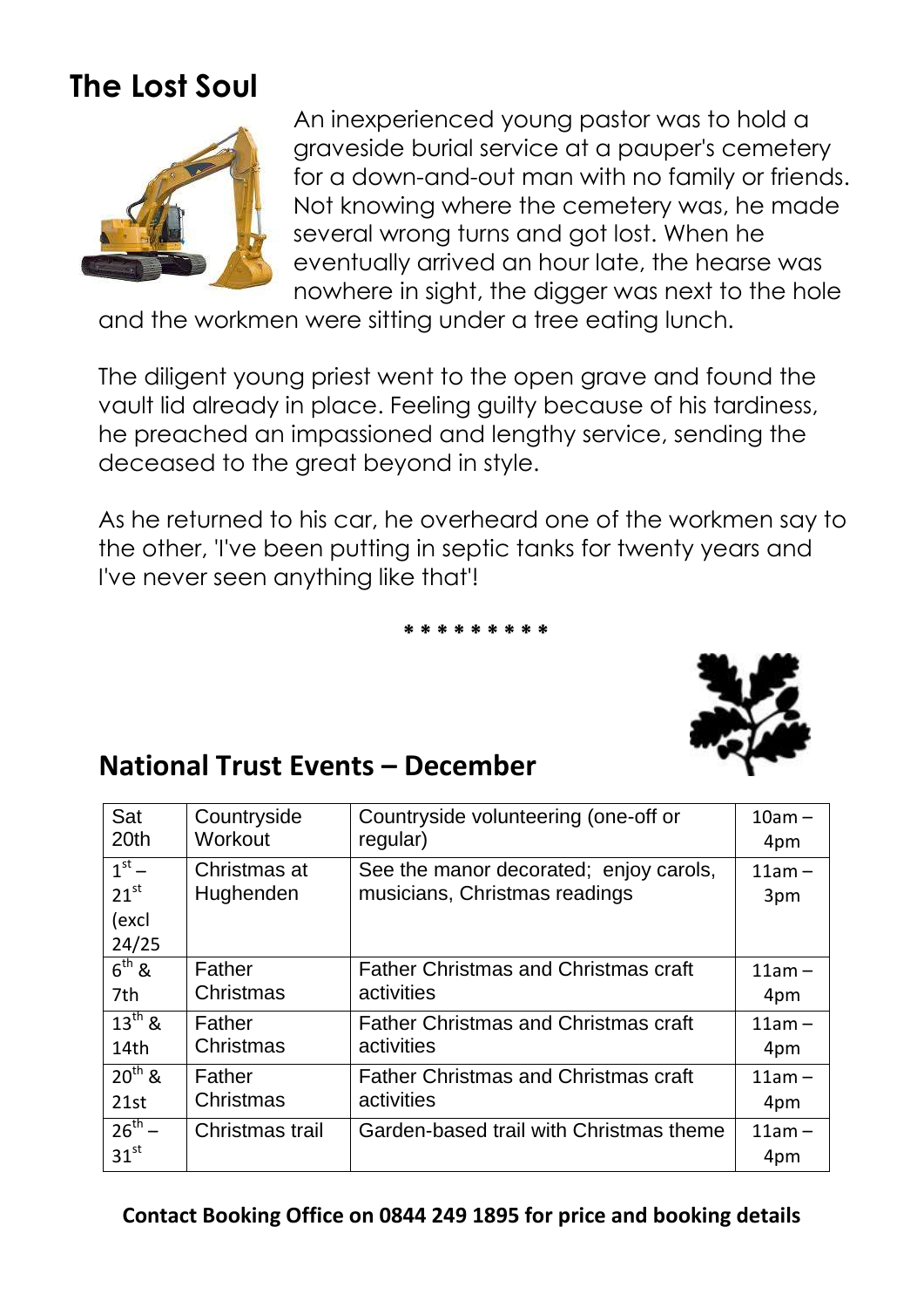## The Lost Soul

An inexperienced young pastor was to hold a graveside burial service at a pauper's cemetery for a down-and-out man with no family or friends. Not knowing where the cemetery was, he made several wrong turns and got lost. When he eventually arrived an hour late, the hearse was nowhere in sight, the digger was next to the hole and the workmen were sitting under a tree eating lunch.

The diligent young priest went to the open grave and found the vault lid already in place. Feeling guilty because of his tardiness, he preached an impassioned and lengthy service, sending the deceased to the great beyond in style.

As he returned to his car, he overheard one of the workmen say to the other, 'I've been putting in septic tanks for twenty years and I've never seen anything like that'!

* * * * * * * * *

## National Trust Events – December

| Sat 20th | Countryside Workout | Countryside volunteering (one-off or regular) | 10am – 4pm |
|---|---|---|---|
| 1st – 21st (excl 24/25 | Christmas at Hughenden | See the manor decorated; enjoy carols, musicians, Christmas readings | 11am – 3pm |
| 6th & 7th | Father Christmas | Father Christmas and Christmas craft activities | 11am – 4pm |
| 13th & 14th | Father Christmas | Father Christmas and Christmas craft activities | 11am – 4pm |
| 20th & 21st | Father Christmas | Father Christmas and Christmas craft activities | 11am – 4pm |
| 26th – 31st | Christmas trail | Garden-based trail with Christmas theme | 11am – 4pm |

**Contact Booking Office on 0844 249 1895 for price and booking details**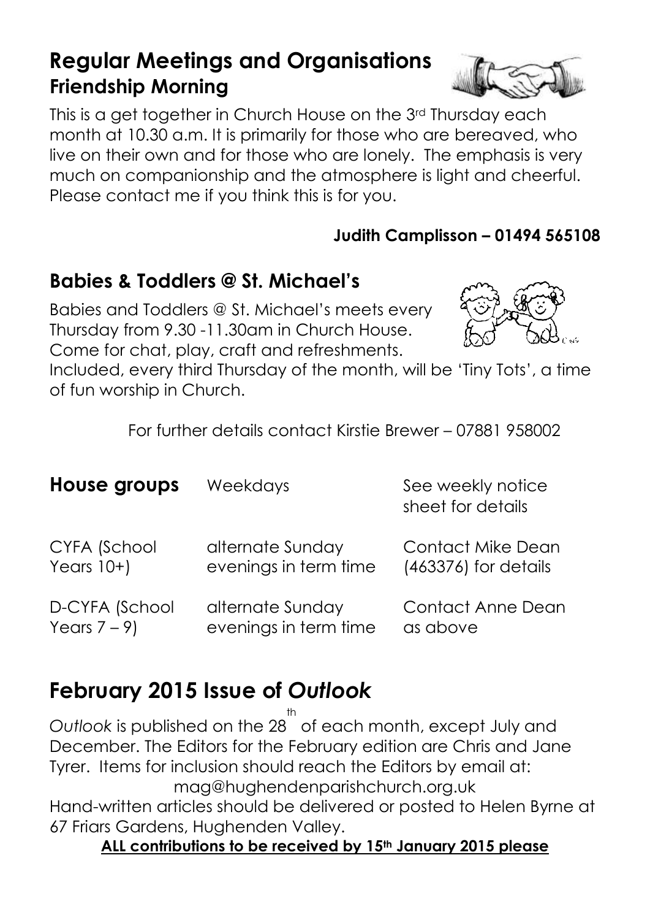# Regular Meetings and Organisations

## Friendship Morning

This is a get together in Church House on the 3rd Thursday each month at 10.30 a.m. It is primarily for those who are bereaved, who live on their own and for those who are lonely. The emphasis is very much on companionship and the atmosphere is light and cheerful. Please contact me if you think this is for you.

**Judith Camplisson – 01494 565108**

## Babies & Toddlers @ St. Michael's

Babies and Toddlers @ St. Michael's meets every Thursday from 9.30 -11.30am in Church House. Come for chat, play, craft and refreshments. Included, every third Thursday of the month, will be 'Tiny Tots', a time of fun worship in Church.

For further details contact Kirstie Brewer – 07881 958002

| **House groups** | Weekdays | See weekly notice sheet for details |
|---|---|---|
| CYFA (School Years 10+) | alternate Sunday evenings in term time | Contact Mike Dean (463376) for details |
| D-CYFA (School Years 7 – 9) | alternate Sunday evenings in term time | Contact Anne Dean as above |

# February 2015 Issue of *Outlook*

*Outlook* is published on the 28th of each month, except July and December. The Editors for the February edition are Chris and Jane Tyrer. Items for inclusion should reach the Editors by email at: mag@hughendenparishchurch.org.uk

Hand-written articles should be delivered or posted to Helen Byrne at 67 Friars Gardens, Hughenden Valley.

**ALL contributions to be received by 15th January 2015 please**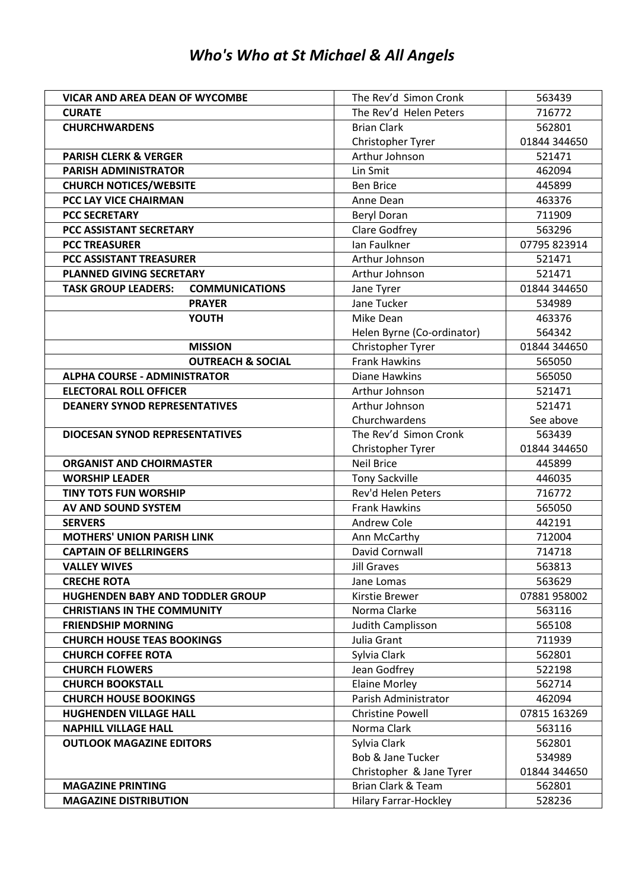# *Who's Who at St Michael & All Angels*

| | | |
|---|---|---|
| **VICAR AND AREA DEAN OF WYCOMBE** | The Rev'd Simon Cronk | 563439 |
| **CURATE** | The Rev'd Helen Peters | 716772 |
| **CHURCHWARDENS** | Brian Clark | 562801 |
| | Christopher Tyrer | 01844 344650 |
| **PARISH CLERK & VERGER** | Arthur Johnson | 521471 |
| **PARISH ADMINISTRATOR** | Lin Smit | 462094 |
| **CHURCH NOTICES/WEBSITE** | Ben Brice | 445899 |
| **PCC LAY VICE CHAIRMAN** | Anne Dean | 463376 |
| **PCC SECRETARY** | Beryl Doran | 711909 |
| **PCC ASSISTANT SECRETARY** | Clare Godfrey | 563296 |
| **PCC TREASURER** | Ian Faulkner | 07795 823914 |
| **PCC ASSISTANT TREASURER** | Arthur Johnson | 521471 |
| **PLANNED GIVING SECRETARY** | Arthur Johnson | 521471 |
| **TASK GROUP LEADERS: COMMUNICATIONS** | Jane Tyrer | 01844 344650 |
| **PRAYER** | Jane Tucker | 534989 |
| **YOUTH** | Mike Dean | 463376 |
| | Helen Byrne (Co-ordinator) | 564342 |
| **MISSION** | Christopher Tyrer | 01844 344650 |
| **OUTREACH & SOCIAL** | Frank Hawkins | 565050 |
| **ALPHA COURSE - ADMINISTRATOR** | Diane Hawkins | 565050 |
| **ELECTORAL ROLL OFFICER** | Arthur Johnson | 521471 |
| **DEANERY SYNOD REPRESENTATIVES** | Arthur Johnson | 521471 |
| | Churchwardens | See above |
| **DIOCESAN SYNOD REPRESENTATIVES** | The Rev'd Simon Cronk | 563439 |
| | Christopher Tyrer | 01844 344650 |
| **ORGANIST AND CHOIRMASTER** | Neil Brice | 445899 |
| **WORSHIP LEADER** | Tony Sackville | 446035 |
| **TINY TOTS FUN WORSHIP** | Rev'd Helen Peters | 716772 |
| **AV AND SOUND SYSTEM** | Frank Hawkins | 565050 |
| **SERVERS** | Andrew Cole | 442191 |
| **MOTHERS' UNION PARISH LINK** | Ann McCarthy | 712004 |
| **CAPTAIN OF BELLRINGERS** | David Cornwall | 714718 |
| **VALLEY WIVES** | Jill Graves | 563813 |
| **CRECHE ROTA** | Jane Lomas | 563629 |
| **HUGHENDEN BABY AND TODDLER GROUP** | Kirstie Brewer | 07881 958002 |
| **CHRISTIANS IN THE COMMUNITY** | Norma Clarke | 563116 |
| **FRIENDSHIP MORNING** | Judith Camplisson | 565108 |
| **CHURCH HOUSE TEAS BOOKINGS** | Julia Grant | 711939 |
| **CHURCH COFFEE ROTA** | Sylvia Clark | 562801 |
| **CHURCH FLOWERS** | Jean Godfrey | 522198 |
| **CHURCH BOOKSTALL** | Elaine Morley | 562714 |
| **CHURCH HOUSE BOOKINGS** | Parish Administrator | 462094 |
| **HUGHENDEN VILLAGE HALL** | Christine Powell | 07815 163269 |
| **NAPHILL VILLAGE HALL** | Norma Clark | 563116 |
| **OUTLOOK MAGAZINE EDITORS** | Sylvia Clark | 562801 |
| | Bob & Jane Tucker | 534989 |
| | Christopher & Jane Tyrer | 01844 344650 |
| **MAGAZINE PRINTING** | Brian Clark & Team | 562801 |
| **MAGAZINE DISTRIBUTION** | Hilary Farrar-Hockley | 528236 |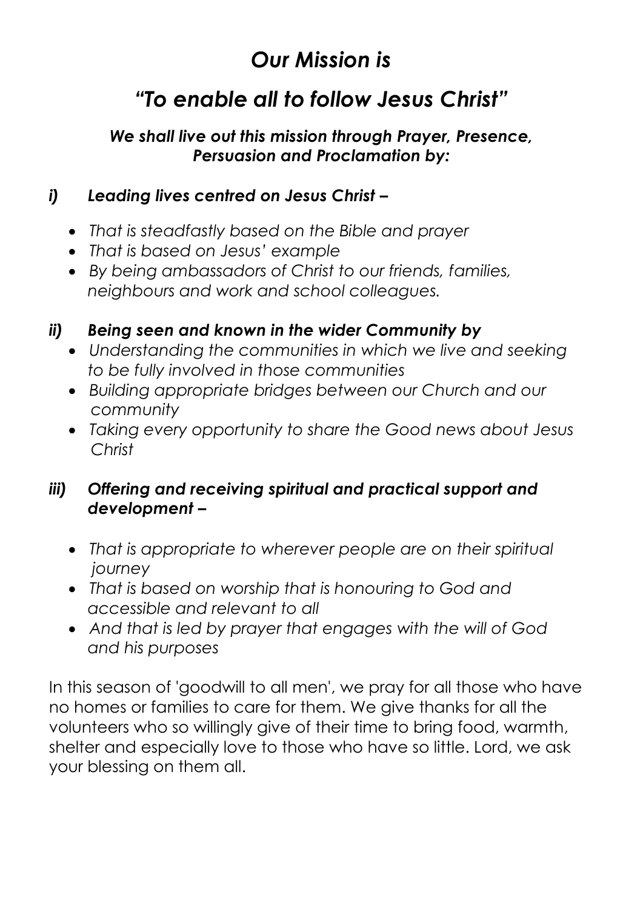# *Our Mission is*

# *"To enable all to follow Jesus Christ"*

***We shall live out this mission through Prayer, Presence, Persuasion and Proclamation by:***

### *i) Leading lives centred on Jesus Christ –*

- *That is steadfastly based on the Bible and prayer*
- *That is based on Jesus' example*
- *By being ambassadors of Christ to our friends, families, neighbours and work and school colleagues.*

### *ii) Being seen and known in the wider Community by*

- *Understanding the communities in which we live and seeking to be fully involved in those communities*
- *Building appropriate bridges between our Church and our community*
- *Taking every opportunity to share the Good news about Jesus Christ*

### *iii) Offering and receiving spiritual and practical support and development –*

- *That is appropriate to wherever people are on their spiritual journey*
- *That is based on worship that is honouring to God and accessible and relevant to all*
- *And that is led by prayer that engages with the will of God and his purposes*

In this season of 'goodwill to all men', we pray for all those who have no homes or families to care for them. We give thanks for all the volunteers who so willingly give of their time to bring food, warmth, shelter and especially love to those who have so little. Lord, we ask your blessing on them all.